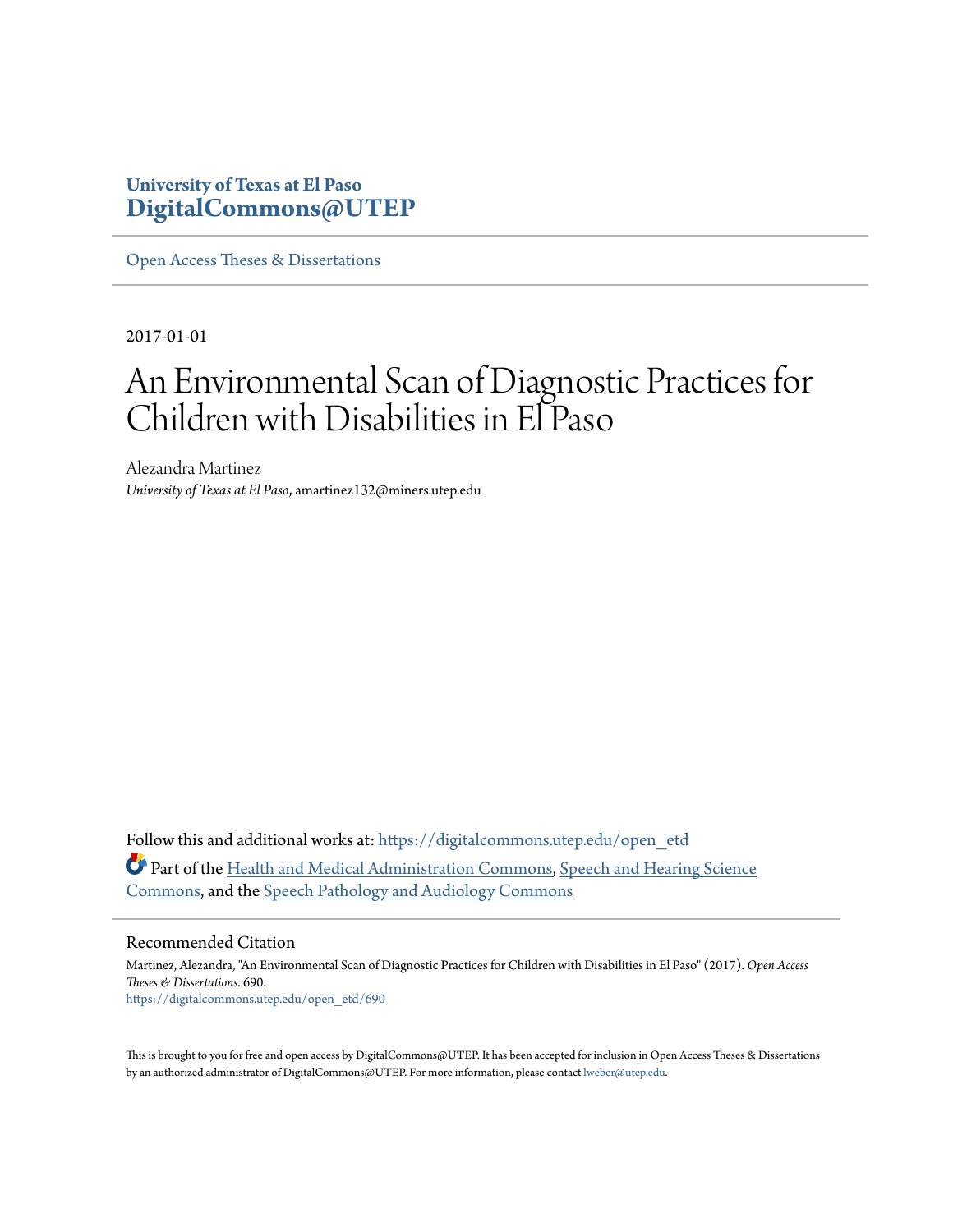University of Texas at El Paso
**DigitalCommons@UTEP**

Open Access Theses & Dissertations

2017-01-01

# An Environmental Scan of Diagnostic Practices for Children with Disabilities in El Paso

Alezandra Martinez
*University of Texas at El Paso*, amartinez132@miners.utep.edu

Follow this and additional works at: https://digitalcommons.utep.edu/open_etd

Part of the Health and Medical Administration Commons, Speech and Hearing Science Commons, and the Speech Pathology and Audiology Commons

## Recommended Citation

Martinez, Alezandra, "An Environmental Scan of Diagnostic Practices for Children with Disabilities in El Paso" (2017). *Open Access Theses & Dissertations*. 690.
https://digitalcommons.utep.edu/open_etd/690

This is brought to you for free and open access by DigitalCommons@UTEP. It has been accepted for inclusion in Open Access Theses & Dissertations by an authorized administrator of DigitalCommons@UTEP. For more information, please contact lweber@utep.edu.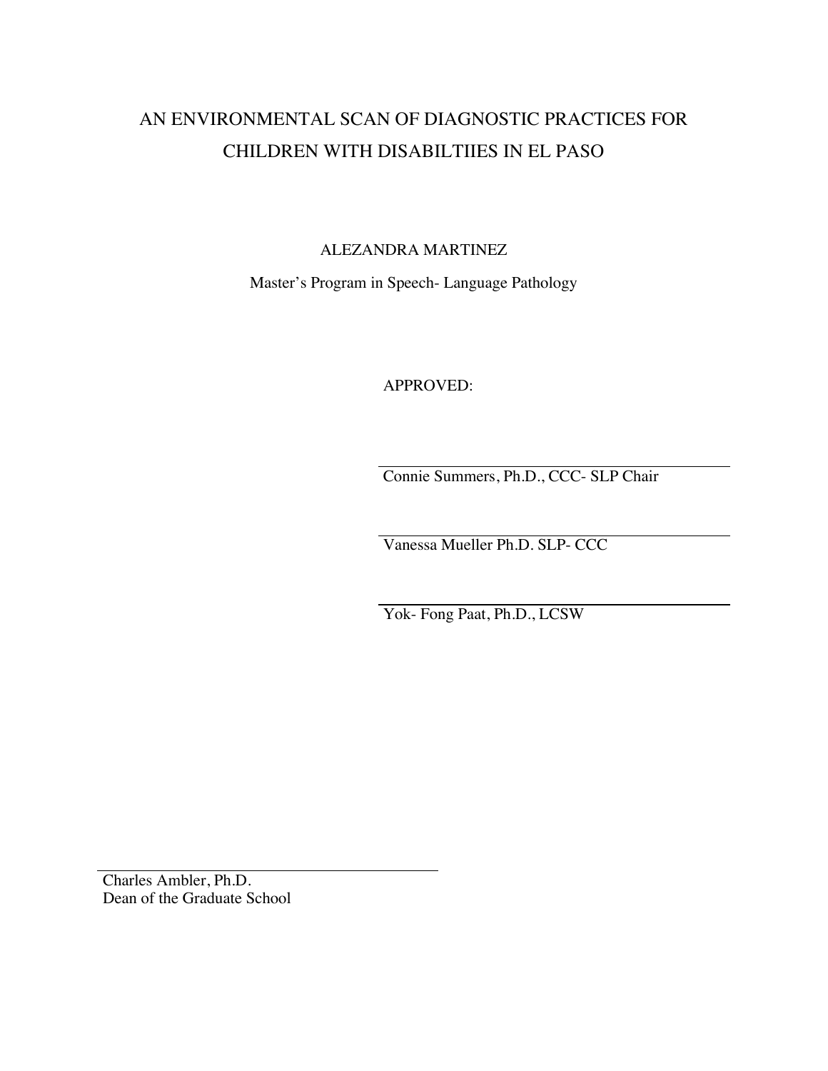# AN ENVIRONMENTAL SCAN OF DIAGNOSTIC PRACTICES FOR CHILDREN WITH DISABILTIIES IN EL PASO

ALEZANDRA MARTINEZ

Master's Program in Speech- Language Pathology

APPROVED:

Connie Summers, Ph.D., CCC- SLP Chair

Vanessa Mueller Ph.D. SLP- CCC

Yok- Fong Paat, Ph.D., LCSW

Charles Ambler, Ph.D.
Dean of the Graduate School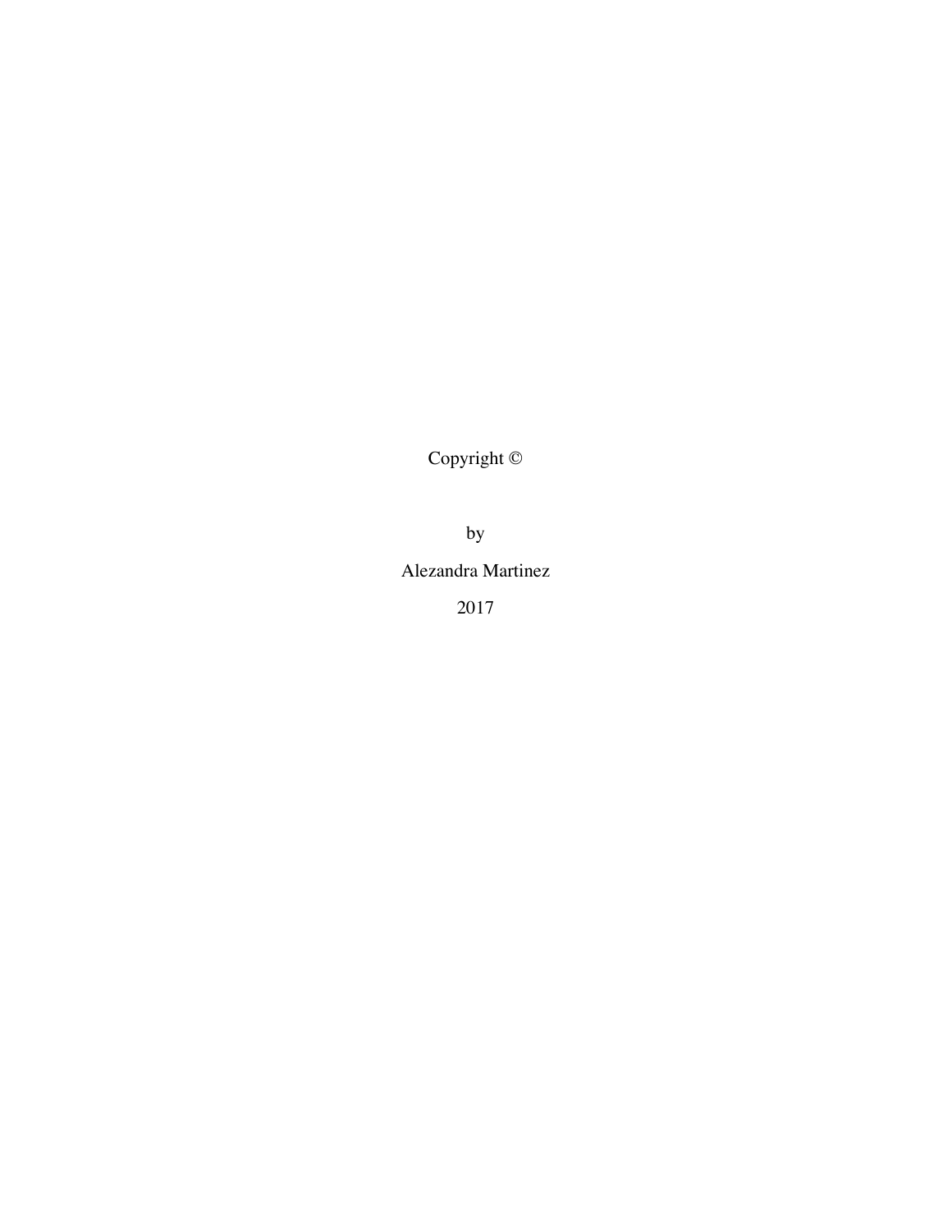Copyright ©

by

Alezandra Martinez

2017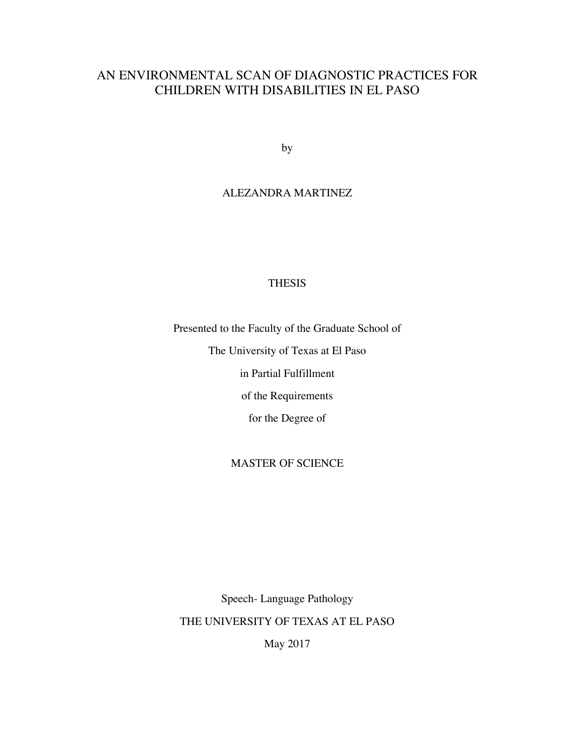# AN ENVIRONMENTAL SCAN OF DIAGNOSTIC PRACTICES FOR CHILDREN WITH DISABILITIES IN EL PASO

by

ALEZANDRA MARTINEZ

THESIS

Presented to the Faculty of the Graduate School of

The University of Texas at El Paso

in Partial Fulfillment

of the Requirements

for the Degree of

MASTER OF SCIENCE

Speech- Language Pathology

THE UNIVERSITY OF TEXAS AT EL PASO

May 2017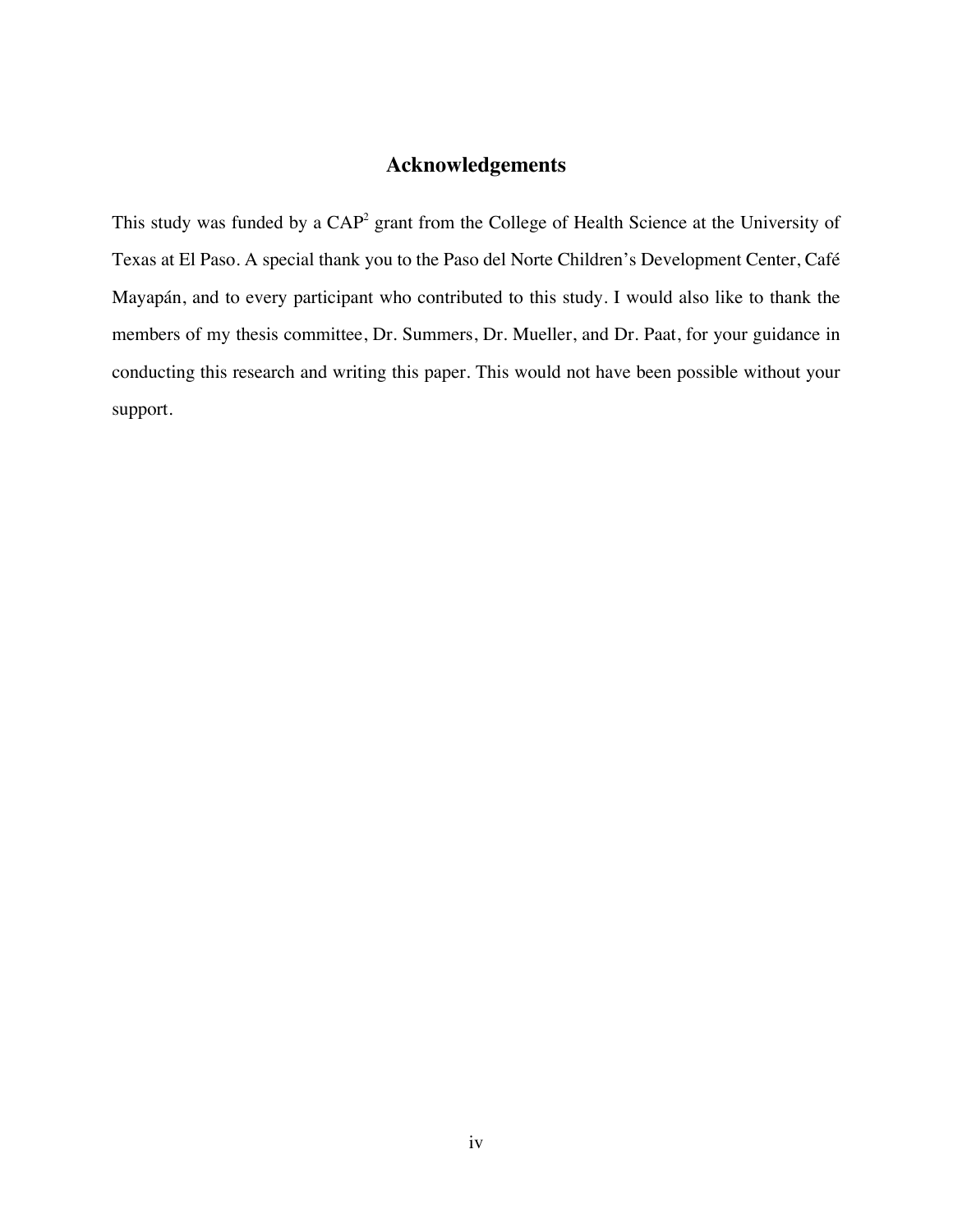# Acknowledgements

This study was funded by a CAP$^2$ grant from the College of Health Science at the University of Texas at El Paso. A special thank you to the Paso del Norte Children's Development Center, Café Mayapán, and to every participant who contributed to this study. I would also like to thank the members of my thesis committee, Dr. Summers, Dr. Mueller, and Dr. Paat, for your guidance in conducting this research and writing this paper. This would not have been possible without your support.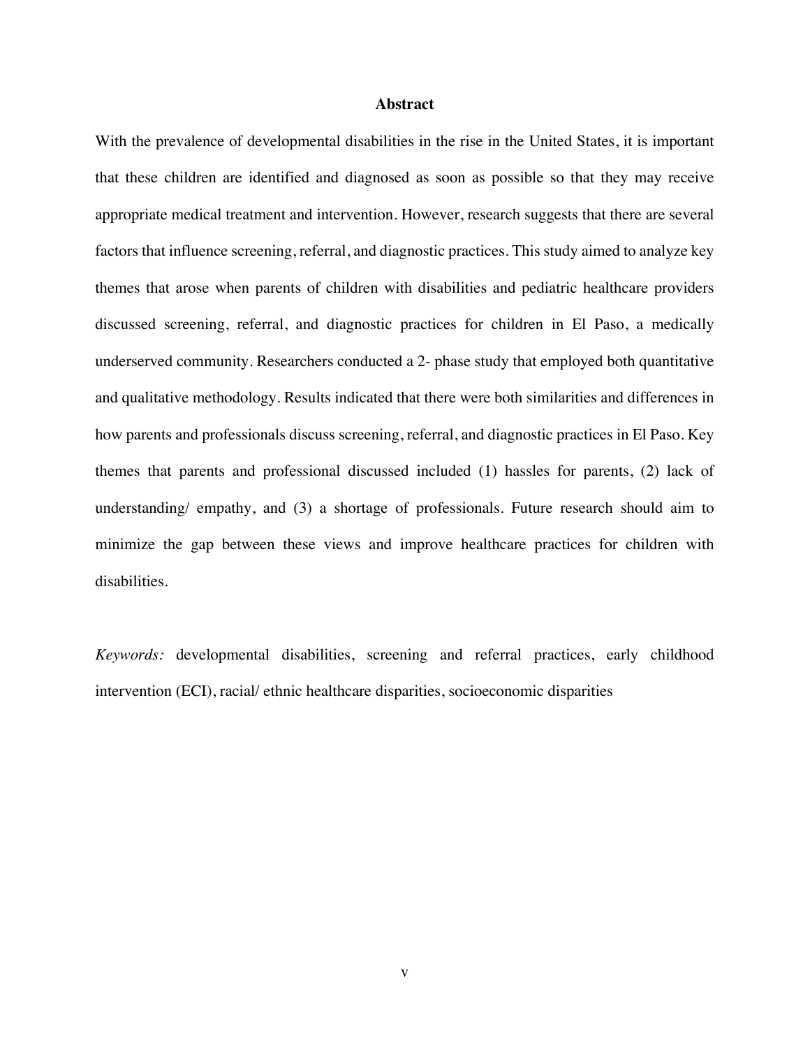## Abstract

With the prevalence of developmental disabilities in the rise in the United States, it is important that these children are identified and diagnosed as soon as possible so that they may receive appropriate medical treatment and intervention. However, research suggests that there are several factors that influence screening, referral, and diagnostic practices. This study aimed to analyze key themes that arose when parents of children with disabilities and pediatric healthcare providers discussed screening, referral, and diagnostic practices for children in El Paso, a medically underserved community. Researchers conducted a 2- phase study that employed both quantitative and qualitative methodology. Results indicated that there were both similarities and differences in how parents and professionals discuss screening, referral, and diagnostic practices in El Paso. Key themes that parents and professional discussed included (1) hassles for parents, (2) lack of understanding/ empathy, and (3) a shortage of professionals. Future research should aim to minimize the gap between these views and improve healthcare practices for children with disabilities.

*Keywords:* developmental disabilities, screening and referral practices, early childhood intervention (ECI), racial/ ethnic healthcare disparities, socioeconomic disparities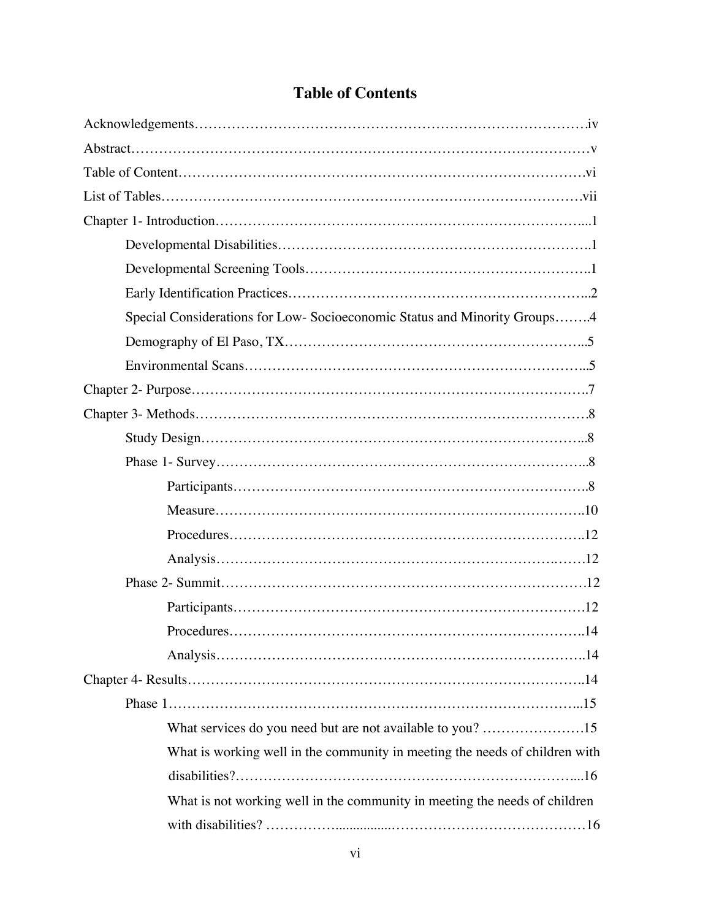# Table of Contents

Acknowledgements……………………………………………………………………………iv

Abstract……………………………………………………………………………………v

Table of Content……………………………………………………………………………vi

List of Tables………………………………………………………………………………vii

Chapter 1- Introduction……………………………………………………………………...1

- Developmental Disabilities…………………………………………………………….1
- Developmental Screening Tools……………………………………………………..1
- Early Identification Practices…………………………………………………………..2
- Special Considerations for Low- Socioeconomic Status and Minority Groups……..4
- Demography of El Paso, TX…………………………………………………………...5
- Environmental Scans……………………………………………………………………..5

Chapter 2- Purpose……………………………………………………………………….7

Chapter 3- Methods……………………………………………………………………….8

- Study Design……………………………………………………………………..8
- Phase 1- Survey……………………………………………………………………..8
  - Participants……………………………………………………………………..8
  - Measure……………………………………………………………………..10
  - Procedures……………………………………………………………………..12
  - Analysis……………………………………………………………………12
- Phase 2- Summit……………………………………………………………………12
  - Participants……………………………………………………………………12
  - Procedures……………………………………………………………………..14
  - Analysis……………………………………………………………………..14

Chapter 4- Results………………………………………………………………………..14

- Phase 1…………………………………………………………………………...15
  - What services do you need but are not available to you? …………………15
  - What is working well in the community in meeting the needs of children with disabilities?……………………………………………………………………...16
  - What is not working well in the community in meeting the needs of children with disabilities? ……………...............……………………………………16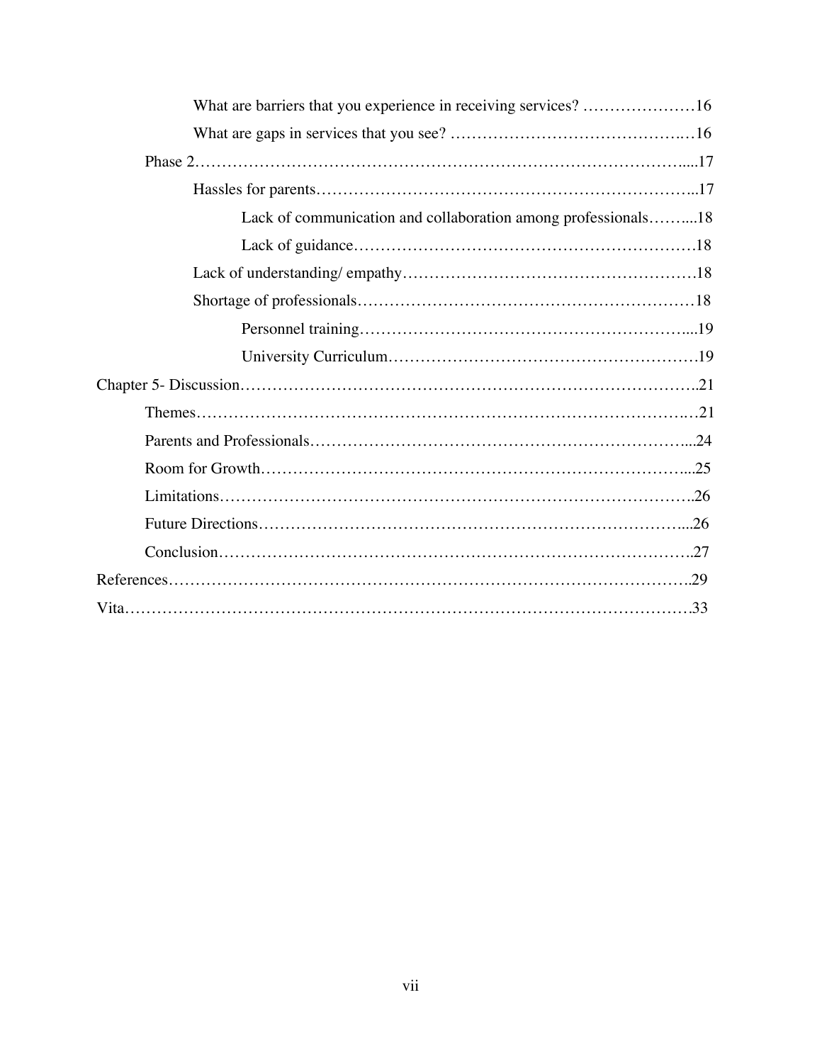What are barriers that you experience in receiving services? …………………16

What are gaps in services that you see? ………………………………….…16

Phase 2…………………………………………………………………………....17

Hassles for parents…………………………………………………………..17

Lack of communication and collaboration among professionals……....18

Lack of guidance……………………………………………………….18

Lack of understanding/ empathy………………………………………………18

Shortage of professionals……………………………………………………18

Personnel training…………………………………………………...19

University Curriculum…………………………………………………19

Chapter 5- Discussion……………………………………………………………………..21

Themes……………………………………………………………………………21

Parents and Professionals……………………………………………………...24

Room for Growth……………………………………………………………...25

Limitations………………………………………………………………………..26

Future Directions………………………………………………………………...26

Conclusion………………………………………………………………………..27

References…………………………………………………………………………………..29

Vita…………………………………………………………………………………………33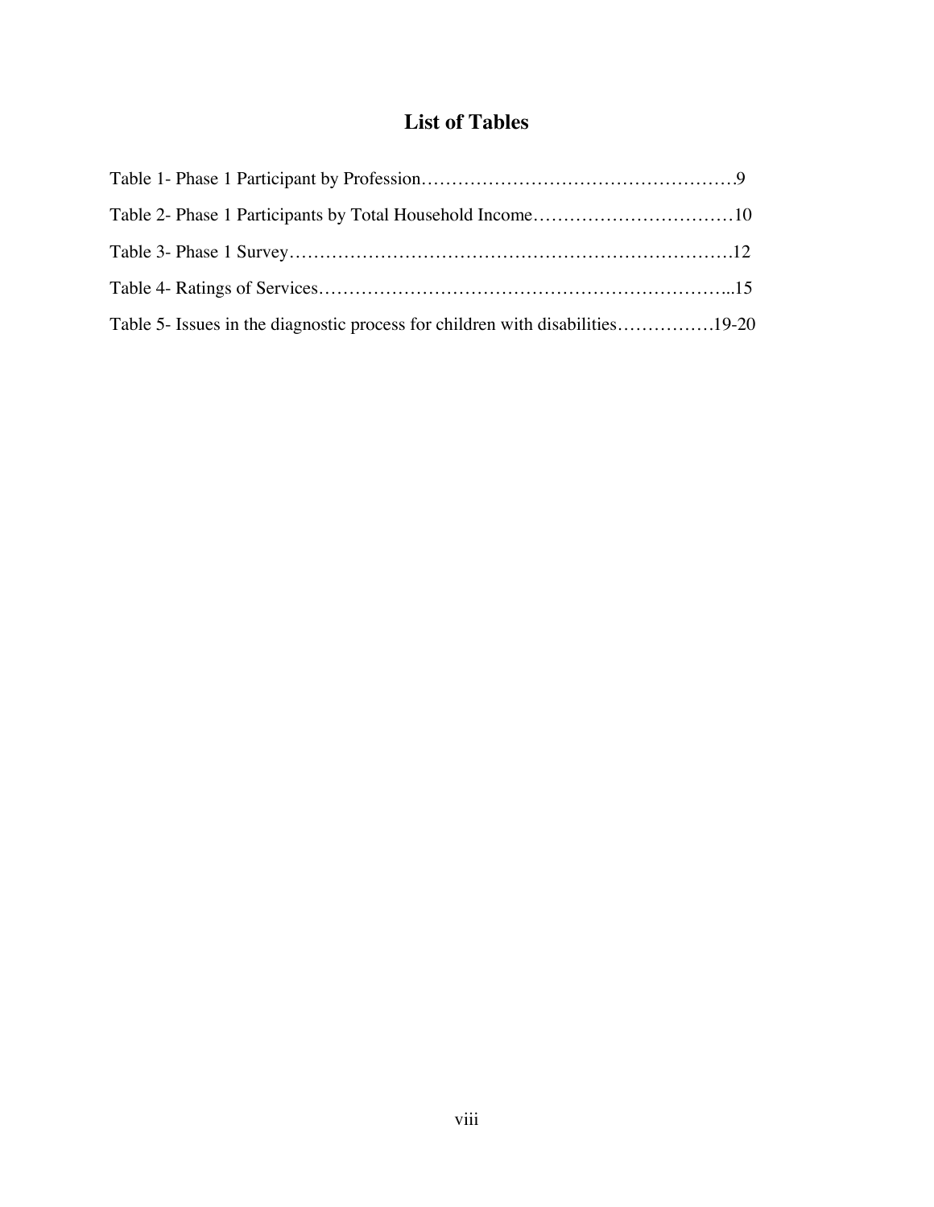# List of Tables

Table 1- Phase 1 Participant by Profession……………………………………………9

Table 2- Phase 1 Participants by Total Household Income……………………………10

Table 3- Phase 1 Survey……………………………………………………………….12

Table 4- Ratings of Services…………………………………………………………...15

Table 5- Issues in the diagnostic process for children with disabilities…………….19-20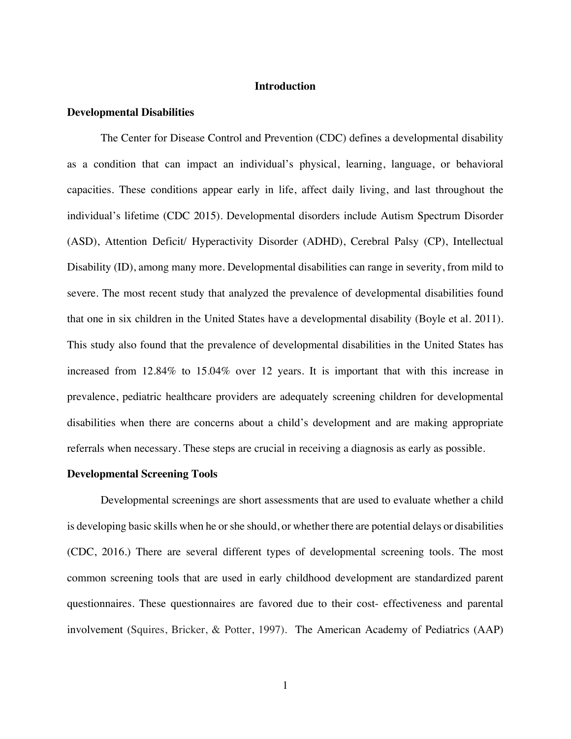# Introduction

## Developmental Disabilities

The Center for Disease Control and Prevention (CDC) defines a developmental disability as a condition that can impact an individual's physical, learning, language, or behavioral capacities. These conditions appear early in life, affect daily living, and last throughout the individual's lifetime (CDC 2015). Developmental disorders include Autism Spectrum Disorder (ASD), Attention Deficit/ Hyperactivity Disorder (ADHD), Cerebral Palsy (CP), Intellectual Disability (ID), among many more. Developmental disabilities can range in severity, from mild to severe. The most recent study that analyzed the prevalence of developmental disabilities found that one in six children in the United States have a developmental disability (Boyle et al. 2011). This study also found that the prevalence of developmental disabilities in the United States has increased from 12.84% to 15.04% over 12 years. It is important that with this increase in prevalence, pediatric healthcare providers are adequately screening children for developmental disabilities when there are concerns about a child's development and are making appropriate referrals when necessary. These steps are crucial in receiving a diagnosis as early as possible.

## Developmental Screening Tools

Developmental screenings are short assessments that are used to evaluate whether a child is developing basic skills when he or she should, or whether there are potential delays or disabilities (CDC, 2016.) There are several different types of developmental screening tools. The most common screening tools that are used in early childhood development are standardized parent questionnaires. These questionnaires are favored due to their cost- effectiveness and parental involvement (Squires, Bricker, & Potter, 1997). The American Academy of Pediatrics (AAP)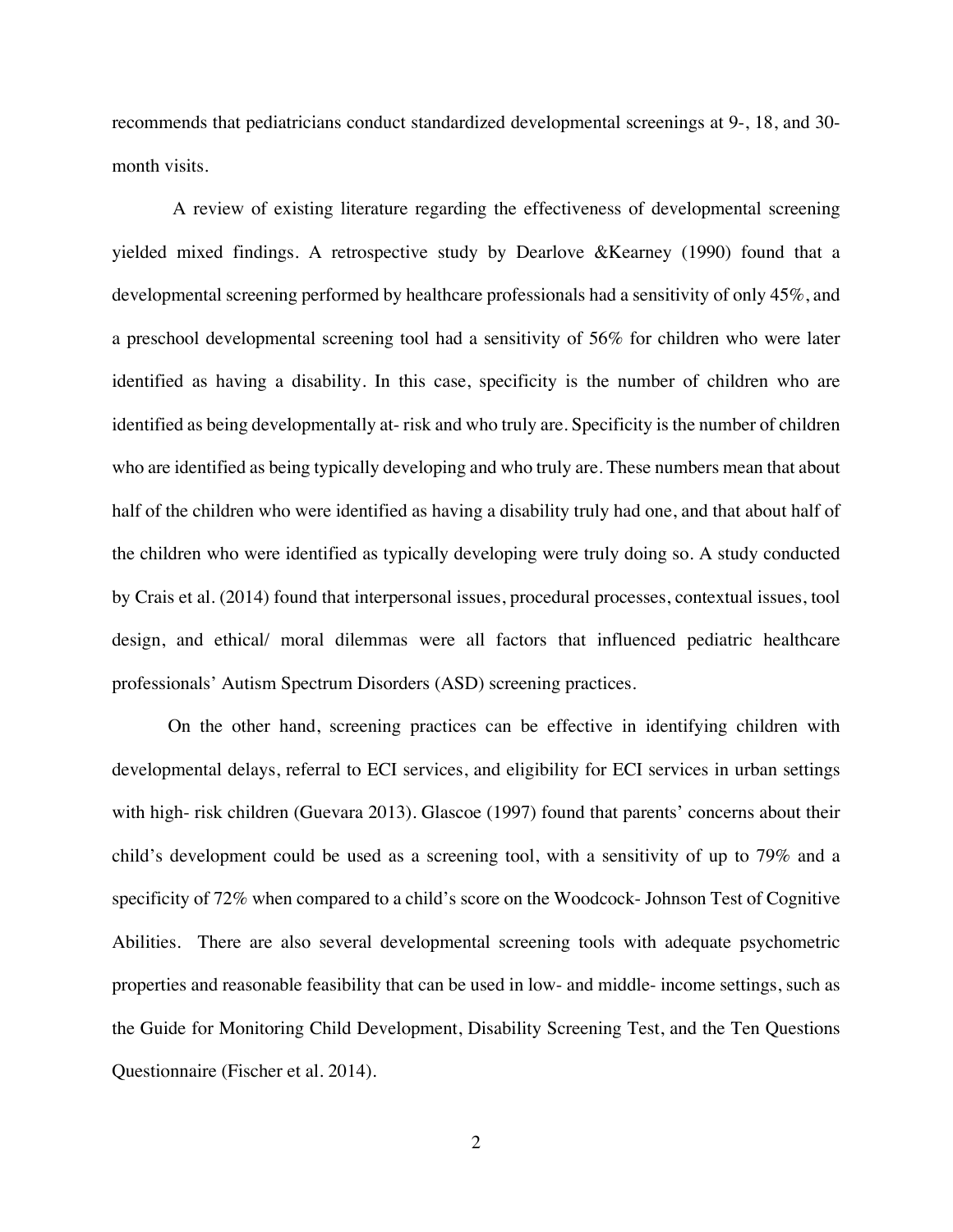recommends that pediatricians conduct standardized developmental screenings at 9-, 18, and 30-month visits.

A review of existing literature regarding the effectiveness of developmental screening yielded mixed findings. A retrospective study by Dearlove &Kearney (1990) found that a developmental screening performed by healthcare professionals had a sensitivity of only 45%, and a preschool developmental screening tool had a sensitivity of 56% for children who were later identified as having a disability. In this case, specificity is the number of children who are identified as being developmentally at- risk and who truly are. Specificity is the number of children who are identified as being typically developing and who truly are. These numbers mean that about half of the children who were identified as having a disability truly had one, and that about half of the children who were identified as typically developing were truly doing so. A study conducted by Crais et al. (2014) found that interpersonal issues, procedural processes, contextual issues, tool design, and ethical/ moral dilemmas were all factors that influenced pediatric healthcare professionals' Autism Spectrum Disorders (ASD) screening practices.

On the other hand, screening practices can be effective in identifying children with developmental delays, referral to ECI services, and eligibility for ECI services in urban settings with high- risk children (Guevara 2013). Glascoe (1997) found that parents' concerns about their child's development could be used as a screening tool, with a sensitivity of up to 79% and a specificity of 72% when compared to a child's score on the Woodcock- Johnson Test of Cognitive Abilities. There are also several developmental screening tools with adequate psychometric properties and reasonable feasibility that can be used in low- and middle- income settings, such as the Guide for Monitoring Child Development, Disability Screening Test, and the Ten Questions Questionnaire (Fischer et al. 2014).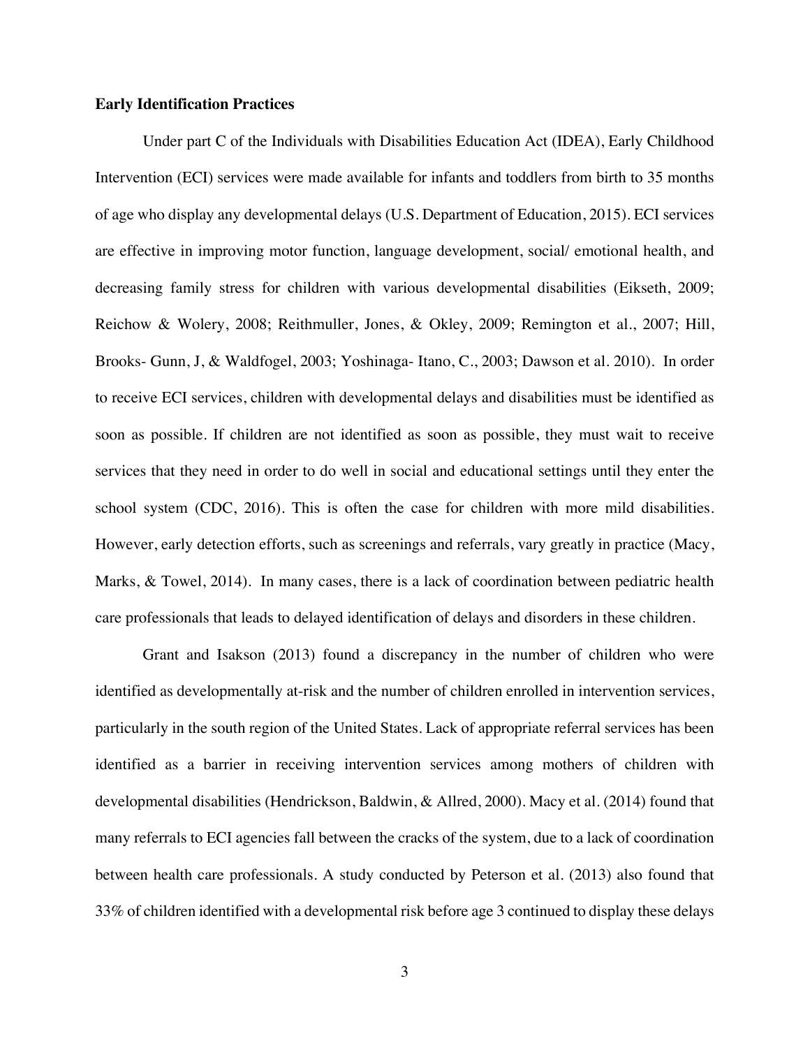**Early Identification Practices**

Under part C of the Individuals with Disabilities Education Act (IDEA), Early Childhood Intervention (ECI) services were made available for infants and toddlers from birth to 35 months of age who display any developmental delays (U.S. Department of Education, 2015). ECI services are effective in improving motor function, language development, social/ emotional health, and decreasing family stress for children with various developmental disabilities (Eikseth, 2009; Reichow & Wolery, 2008; Reithmuller, Jones, & Okley, 2009; Remington et al., 2007; Hill, Brooks- Gunn, J, & Waldfogel, 2003; Yoshinaga- Itano, C., 2003; Dawson et al. 2010). In order to receive ECI services, children with developmental delays and disabilities must be identified as soon as possible. If children are not identified as soon as possible, they must wait to receive services that they need in order to do well in social and educational settings until they enter the school system (CDC, 2016). This is often the case for children with more mild disabilities. However, early detection efforts, such as screenings and referrals, vary greatly in practice (Macy, Marks, & Towel, 2014). In many cases, there is a lack of coordination between pediatric health care professionals that leads to delayed identification of delays and disorders in these children.

Grant and Isakson (2013) found a discrepancy in the number of children who were identified as developmentally at-risk and the number of children enrolled in intervention services, particularly in the south region of the United States. Lack of appropriate referral services has been identified as a barrier in receiving intervention services among mothers of children with developmental disabilities (Hendrickson, Baldwin, & Allred, 2000). Macy et al. (2014) found that many referrals to ECI agencies fall between the cracks of the system, due to a lack of coordination between health care professionals. A study conducted by Peterson et al. (2013) also found that 33% of children identified with a developmental risk before age 3 continued to display these delays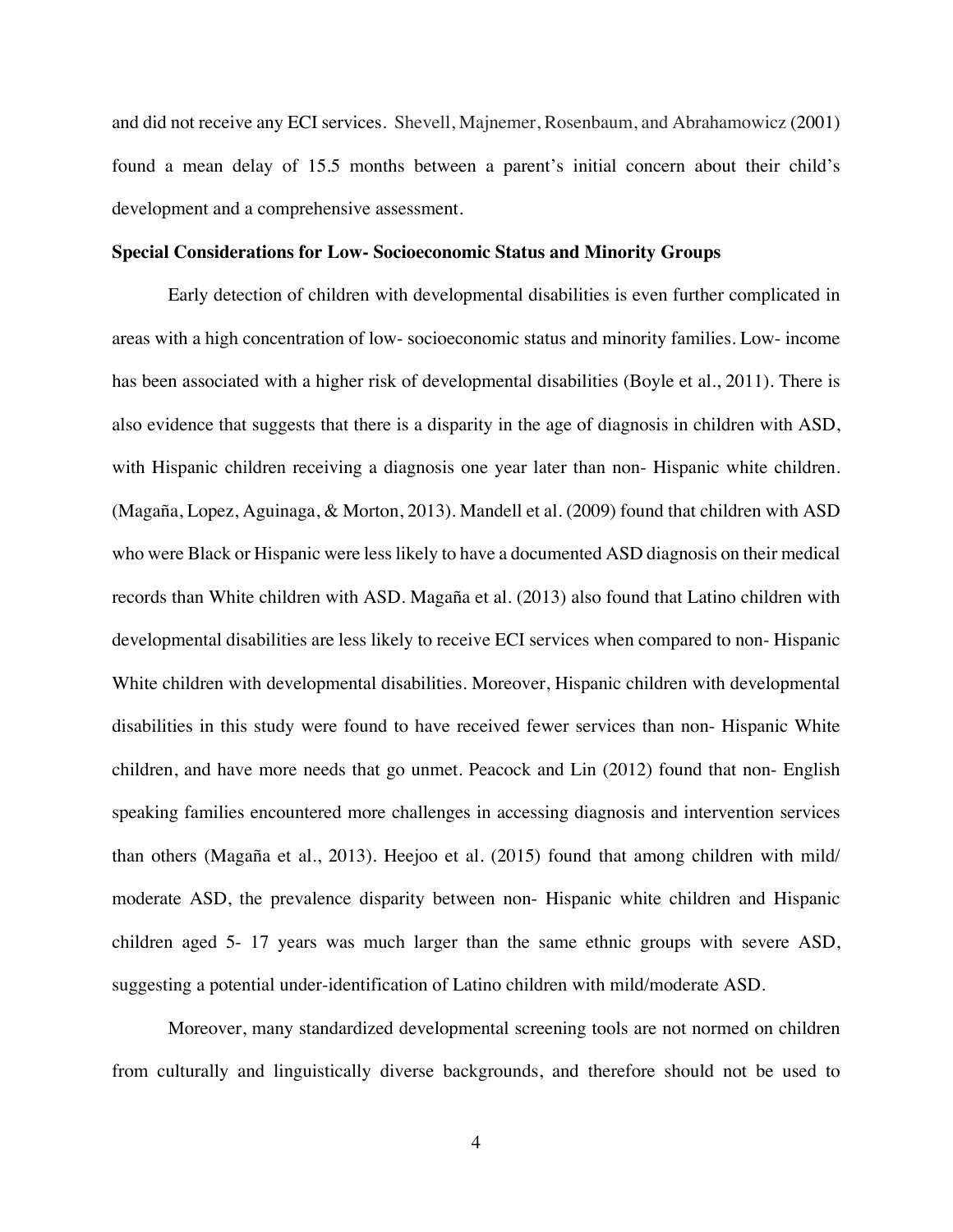and did not receive any ECI services. Shevell, Majnemer, Rosenbaum, and Abrahamowicz (2001) found a mean delay of 15.5 months between a parent's initial concern about their child's development and a comprehensive assessment.

**Special Considerations for Low- Socioeconomic Status and Minority Groups**

Early detection of children with developmental disabilities is even further complicated in areas with a high concentration of low- socioeconomic status and minority families. Low- income has been associated with a higher risk of developmental disabilities (Boyle et al., 2011). There is also evidence that suggests that there is a disparity in the age of diagnosis in children with ASD, with Hispanic children receiving a diagnosis one year later than non- Hispanic white children. (Magaña, Lopez, Aguinaga, & Morton, 2013). Mandell et al. (2009) found that children with ASD who were Black or Hispanic were less likely to have a documented ASD diagnosis on their medical records than White children with ASD. Magaña et al. (2013) also found that Latino children with developmental disabilities are less likely to receive ECI services when compared to non- Hispanic White children with developmental disabilities. Moreover, Hispanic children with developmental disabilities in this study were found to have received fewer services than non- Hispanic White children, and have more needs that go unmet. Peacock and Lin (2012) found that non- English speaking families encountered more challenges in accessing diagnosis and intervention services than others (Magaña et al., 2013). Heejoo et al. (2015) found that among children with mild/ moderate ASD, the prevalence disparity between non- Hispanic white children and Hispanic children aged 5- 17 years was much larger than the same ethnic groups with severe ASD, suggesting a potential under-identification of Latino children with mild/moderate ASD.

Moreover, many standardized developmental screening tools are not normed on children from culturally and linguistically diverse backgrounds, and therefore should not be used to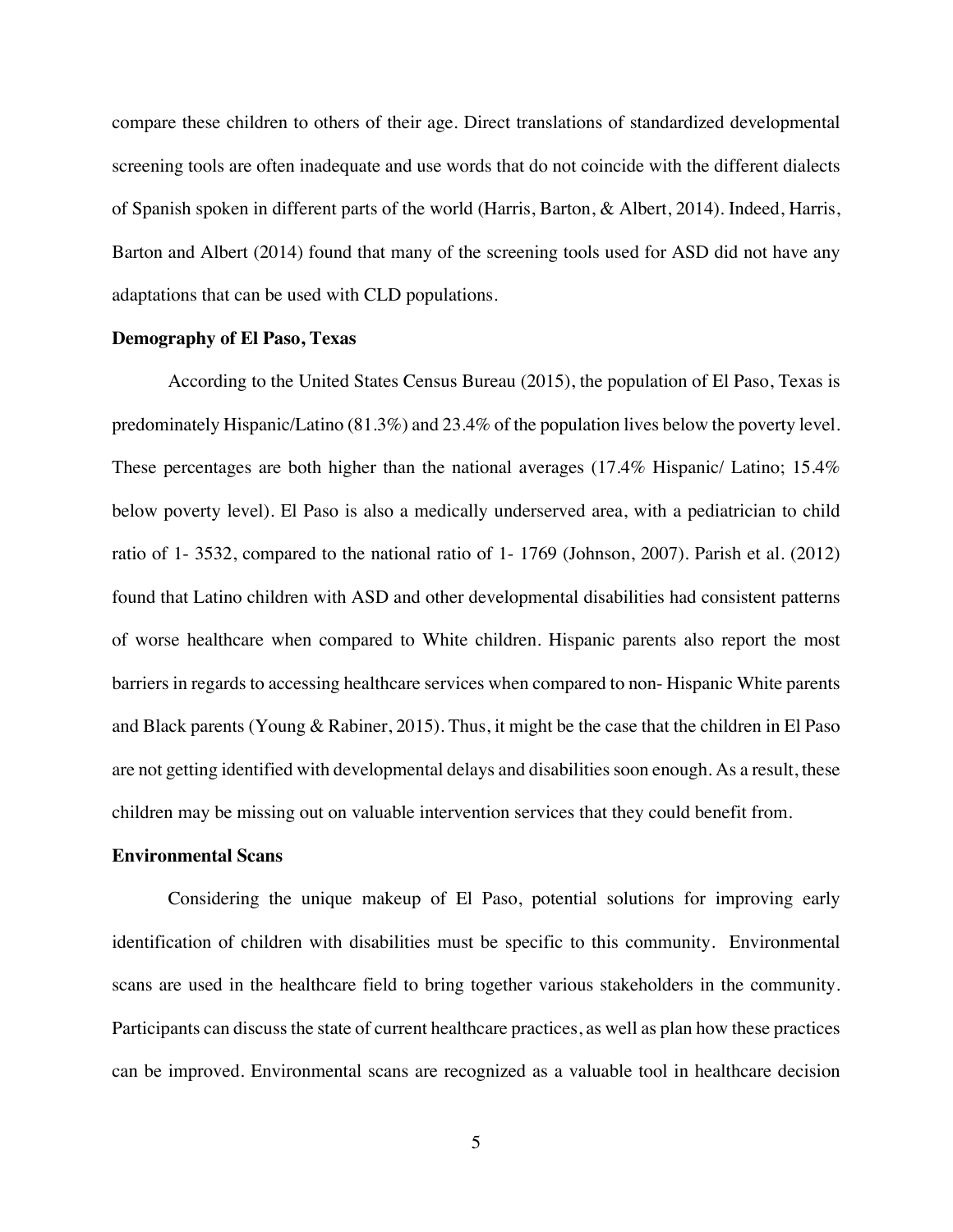compare these children to others of their age. Direct translations of standardized developmental screening tools are often inadequate and use words that do not coincide with the different dialects of Spanish spoken in different parts of the world (Harris, Barton, & Albert, 2014). Indeed, Harris, Barton and Albert (2014) found that many of the screening tools used for ASD did not have any adaptations that can be used with CLD populations.

**Demography of El Paso, Texas**

According to the United States Census Bureau (2015), the population of El Paso, Texas is predominately Hispanic/Latino (81.3%) and 23.4% of the population lives below the poverty level. These percentages are both higher than the national averages (17.4% Hispanic/ Latino; 15.4% below poverty level). El Paso is also a medically underserved area, with a pediatrician to child ratio of 1- 3532, compared to the national ratio of 1- 1769 (Johnson, 2007). Parish et al. (2012) found that Latino children with ASD and other developmental disabilities had consistent patterns of worse healthcare when compared to White children. Hispanic parents also report the most barriers in regards to accessing healthcare services when compared to non- Hispanic White parents and Black parents (Young & Rabiner, 2015). Thus, it might be the case that the children in El Paso are not getting identified with developmental delays and disabilities soon enough. As a result, these children may be missing out on valuable intervention services that they could benefit from.

**Environmental Scans**

Considering the unique makeup of El Paso, potential solutions for improving early identification of children with disabilities must be specific to this community. Environmental scans are used in the healthcare field to bring together various stakeholders in the community. Participants can discuss the state of current healthcare practices, as well as plan how these practices can be improved. Environmental scans are recognized as a valuable tool in healthcare decision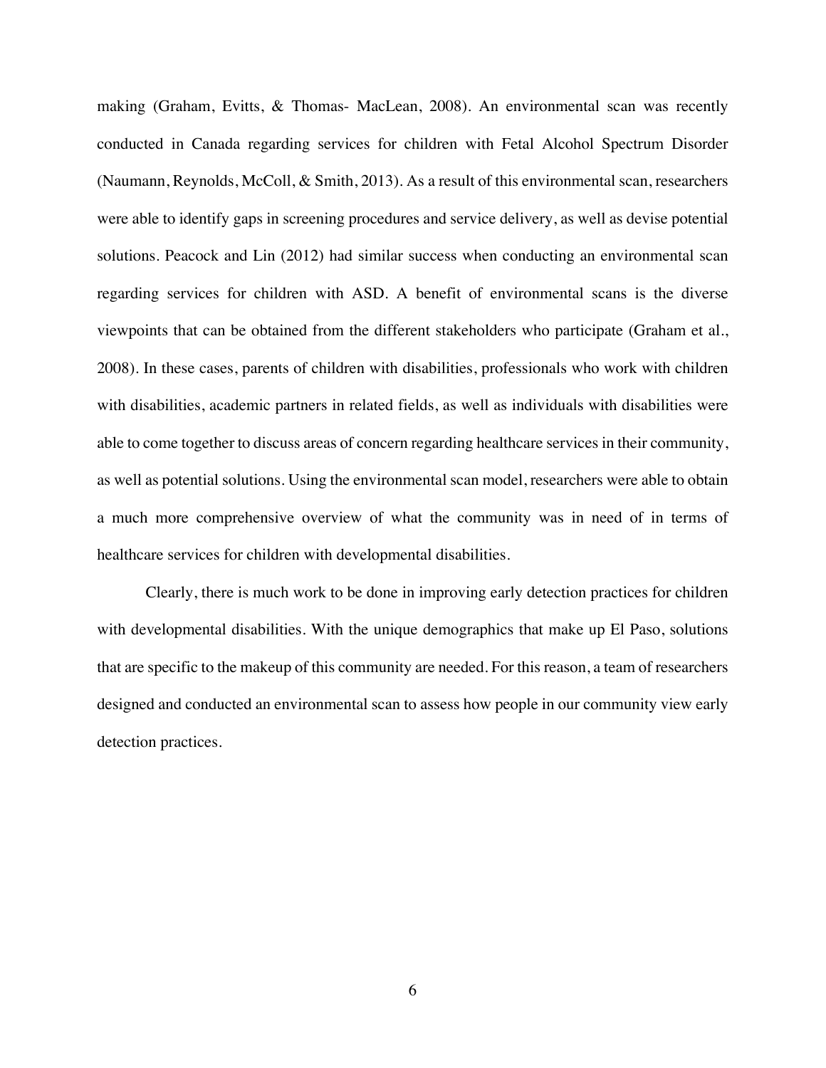making (Graham, Evitts, & Thomas- MacLean, 2008). An environmental scan was recently conducted in Canada regarding services for children with Fetal Alcohol Spectrum Disorder (Naumann, Reynolds, McColl, & Smith, 2013). As a result of this environmental scan, researchers were able to identify gaps in screening procedures and service delivery, as well as devise potential solutions. Peacock and Lin (2012) had similar success when conducting an environmental scan regarding services for children with ASD. A benefit of environmental scans is the diverse viewpoints that can be obtained from the different stakeholders who participate (Graham et al., 2008). In these cases, parents of children with disabilities, professionals who work with children with disabilities, academic partners in related fields, as well as individuals with disabilities were able to come together to discuss areas of concern regarding healthcare services in their community, as well as potential solutions. Using the environmental scan model, researchers were able to obtain a much more comprehensive overview of what the community was in need of in terms of healthcare services for children with developmental disabilities.

Clearly, there is much work to be done in improving early detection practices for children with developmental disabilities. With the unique demographics that make up El Paso, solutions that are specific to the makeup of this community are needed. For this reason, a team of researchers designed and conducted an environmental scan to assess how people in our community view early detection practices.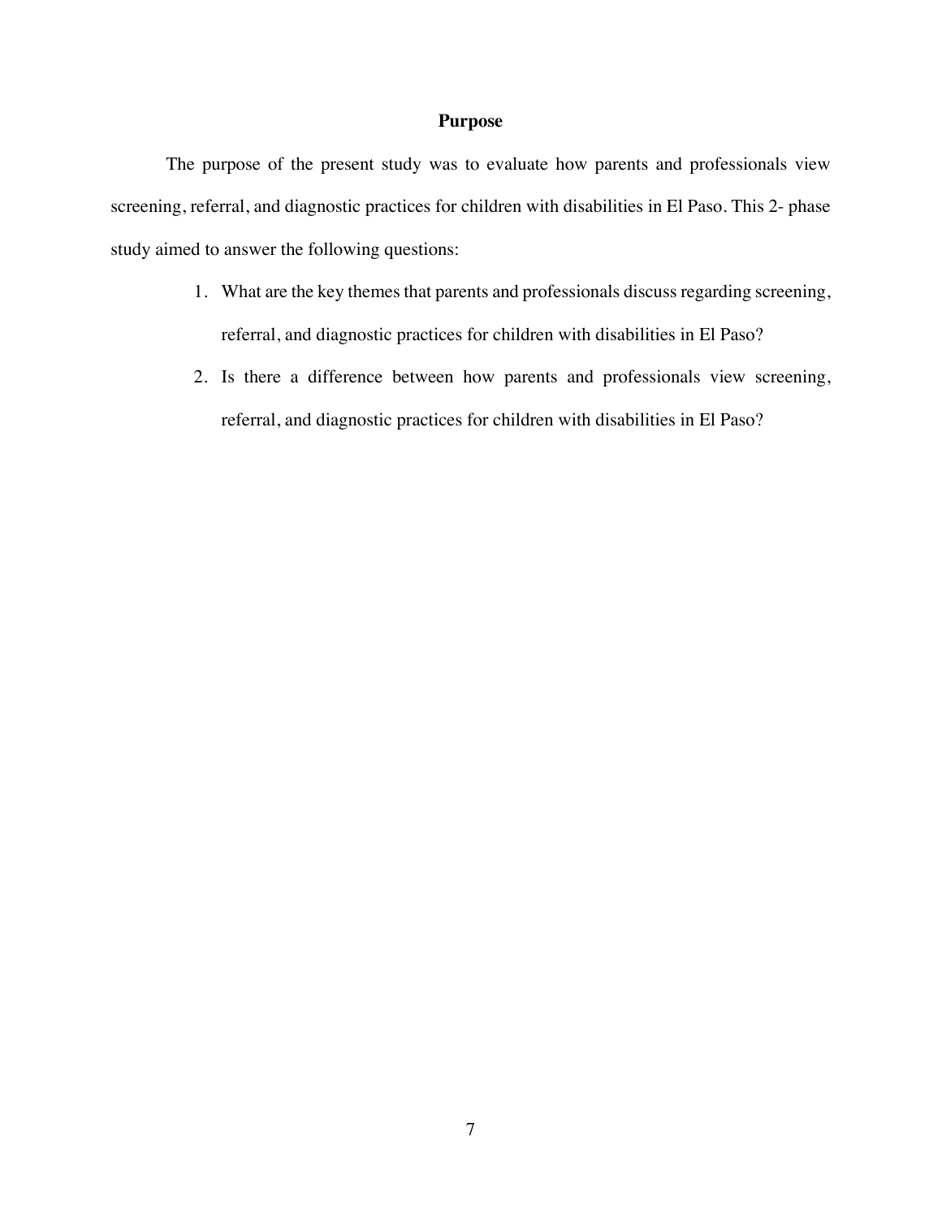## Purpose

The purpose of the present study was to evaluate how parents and professionals view screening, referral, and diagnostic practices for children with disabilities in El Paso. This 2- phase study aimed to answer the following questions:

1. What are the key themes that parents and professionals discuss regarding screening, referral, and diagnostic practices for children with disabilities in El Paso?
2. Is there a difference between how parents and professionals view screening, referral, and diagnostic practices for children with disabilities in El Paso?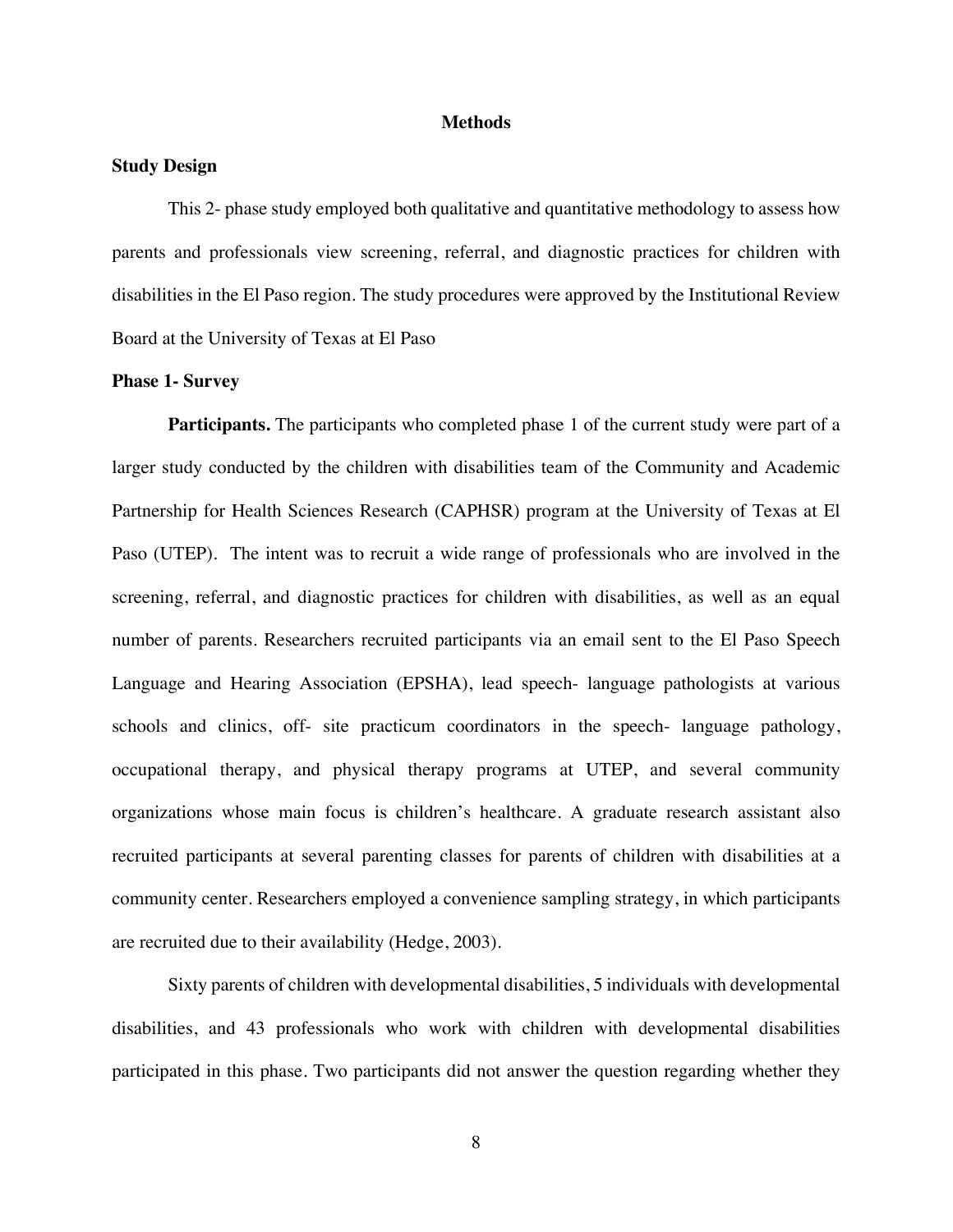# Methods

## Study Design

This 2- phase study employed both qualitative and quantitative methodology to assess how parents and professionals view screening, referral, and diagnostic practices for children with disabilities in the El Paso region. The study procedures were approved by the Institutional Review Board at the University of Texas at El Paso

## Phase 1- Survey

**Participants.** The participants who completed phase 1 of the current study were part of a larger study conducted by the children with disabilities team of the Community and Academic Partnership for Health Sciences Research (CAPHSR) program at the University of Texas at El Paso (UTEP). The intent was to recruit a wide range of professionals who are involved in the screening, referral, and diagnostic practices for children with disabilities, as well as an equal number of parents. Researchers recruited participants via an email sent to the El Paso Speech Language and Hearing Association (EPSHA), lead speech- language pathologists at various schools and clinics, off- site practicum coordinators in the speech- language pathology, occupational therapy, and physical therapy programs at UTEP, and several community organizations whose main focus is children's healthcare. A graduate research assistant also recruited participants at several parenting classes for parents of children with disabilities at a community center. Researchers employed a convenience sampling strategy, in which participants are recruited due to their availability (Hedge, 2003).

Sixty parents of children with developmental disabilities, 5 individuals with developmental disabilities, and 43 professionals who work with children with developmental disabilities participated in this phase. Two participants did not answer the question regarding whether they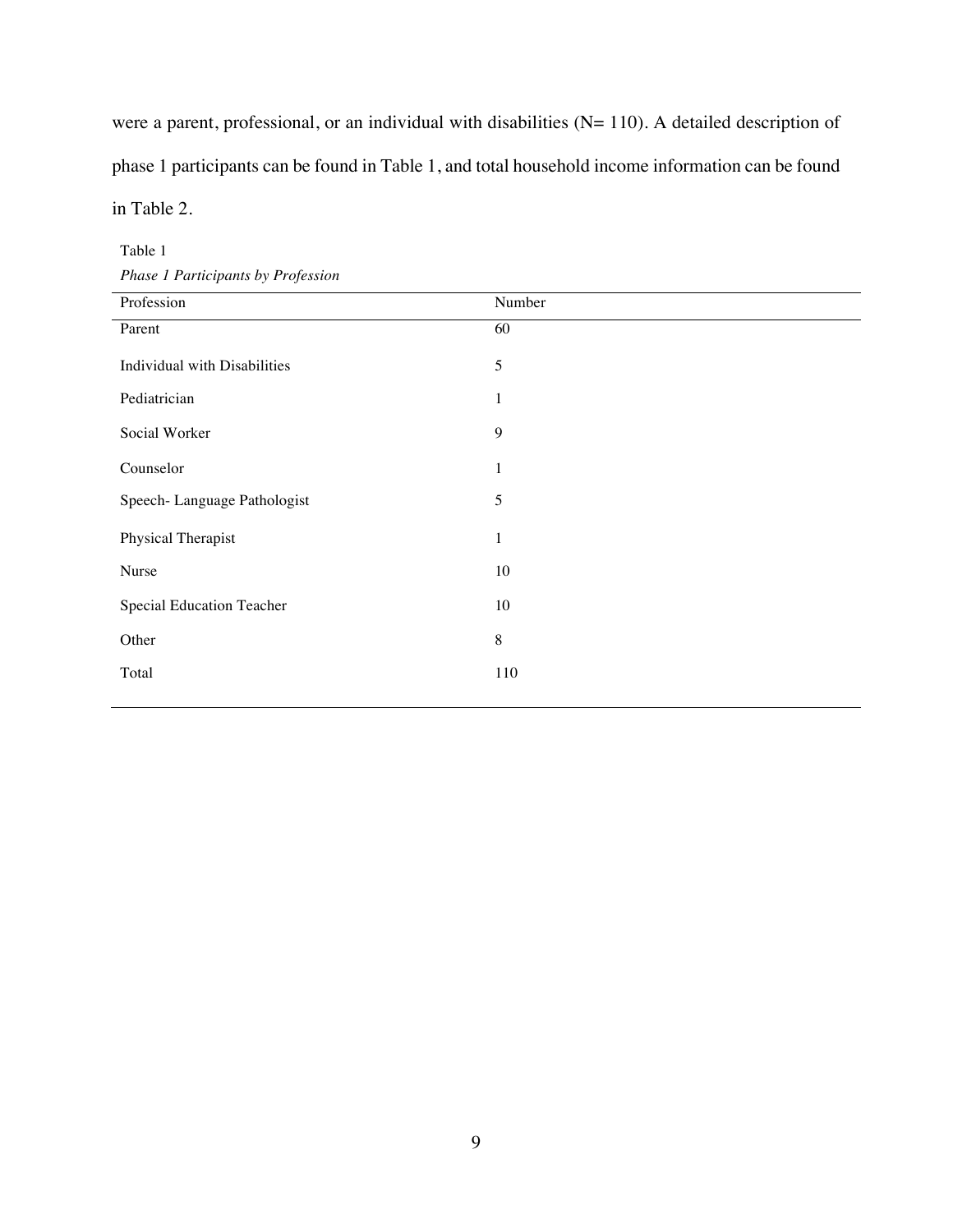were a parent, professional, or an individual with disabilities (N= 110). A detailed description of phase 1 participants can be found in Table 1, and total household income information can be found in Table 2.

Table 1

*Phase 1 Participants by Profession*

| Profession | Number |
|---|---|
| Parent | 60 |
| Individual with Disabilities | 5 |
| Pediatrician | 1 |
| Social Worker | 9 |
| Counselor | 1 |
| Speech- Language Pathologist | 5 |
| Physical Therapist | 1 |
| Nurse | 10 |
| Special Education Teacher | 10 |
| Other | 8 |
| Total | 110 |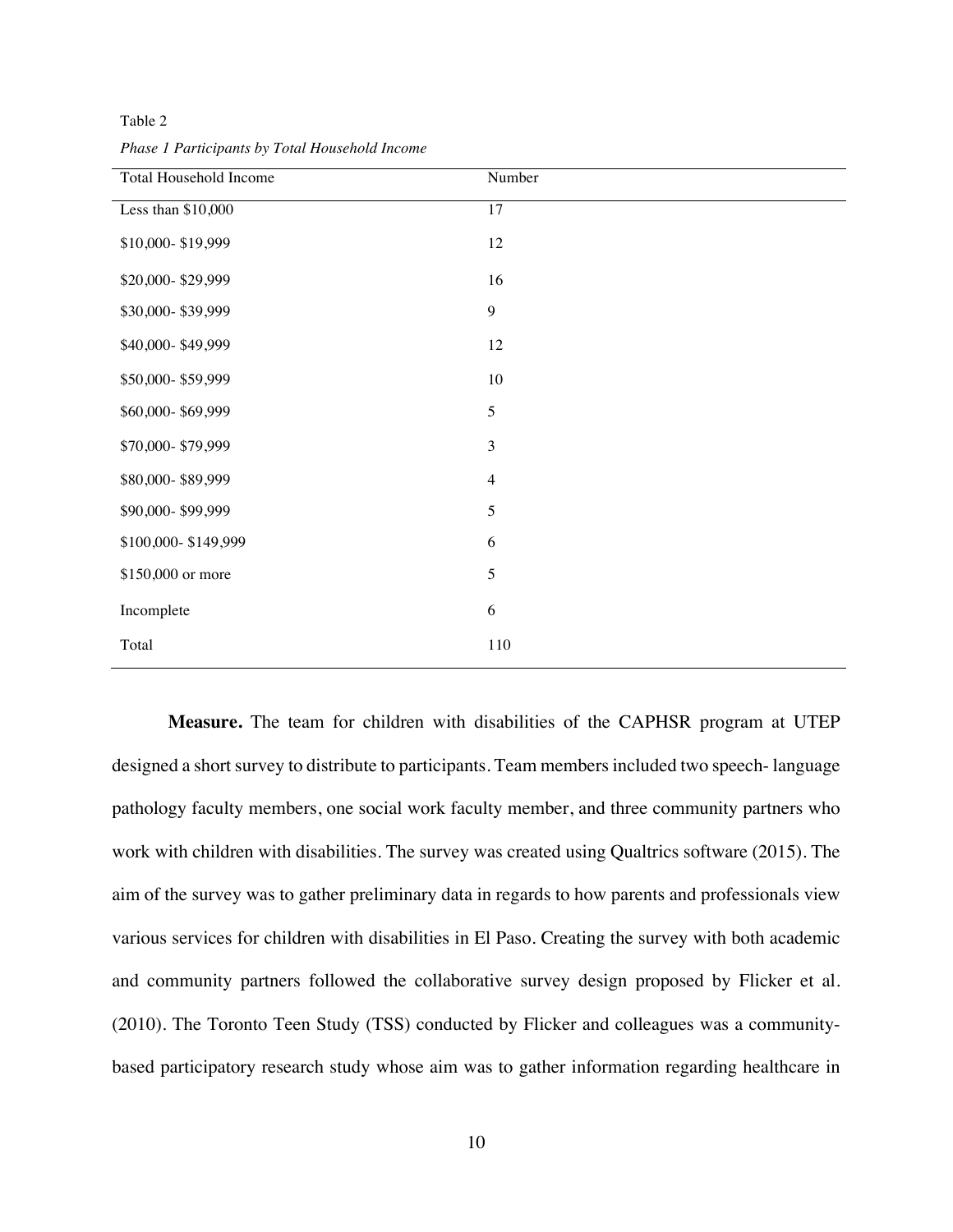Table 2

*Phase 1 Participants by Total Household Income*

| Total Household Income | Number |
|---|---|
| Less than $10,000 | 17 |
| $10,000- $19,999 | 12 |
| $20,000- $29,999 | 16 |
| $30,000- $39,999 | 9 |
| $40,000- $49,999 | 12 |
| $50,000- $59,999 | 10 |
| $60,000- $69,999 | 5 |
| $70,000- $79,999 | 3 |
| $80,000- $89,999 | 4 |
| $90,000- $99,999 | 5 |
| $100,000- $149,999 | 6 |
| $150,000 or more | 5 |
| Incomplete | 6 |
| Total | 110 |

**Measure.** The team for children with disabilities of the CAPHSR program at UTEP designed a short survey to distribute to participants. Team members included two speech- language pathology faculty members, one social work faculty member, and three community partners who work with children with disabilities. The survey was created using Qualtrics software (2015). The aim of the survey was to gather preliminary data in regards to how parents and professionals view various services for children with disabilities in El Paso. Creating the survey with both academic and community partners followed the collaborative survey design proposed by Flicker et al. (2010). The Toronto Teen Study (TSS) conducted by Flicker and colleagues was a community-based participatory research study whose aim was to gather information regarding healthcare in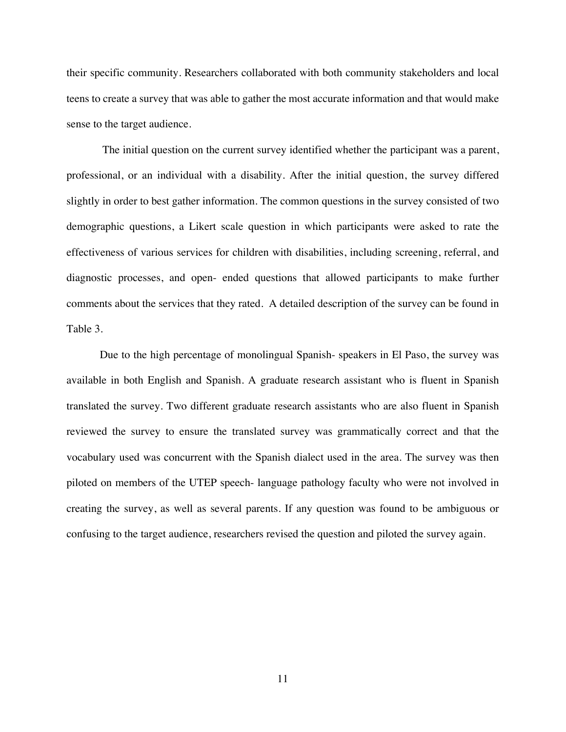their specific community. Researchers collaborated with both community stakeholders and local teens to create a survey that was able to gather the most accurate information and that would make sense to the target audience.

The initial question on the current survey identified whether the participant was a parent, professional, or an individual with a disability. After the initial question, the survey differed slightly in order to best gather information. The common questions in the survey consisted of two demographic questions, a Likert scale question in which participants were asked to rate the effectiveness of various services for children with disabilities, including screening, referral, and diagnostic processes, and open- ended questions that allowed participants to make further comments about the services that they rated. A detailed description of the survey can be found in Table 3.

Due to the high percentage of monolingual Spanish- speakers in El Paso, the survey was available in both English and Spanish. A graduate research assistant who is fluent in Spanish translated the survey. Two different graduate research assistants who are also fluent in Spanish reviewed the survey to ensure the translated survey was grammatically correct and that the vocabulary used was concurrent with the Spanish dialect used in the area. The survey was then piloted on members of the UTEP speech- language pathology faculty who were not involved in creating the survey, as well as several parents. If any question was found to be ambiguous or confusing to the target audience, researchers revised the question and piloted the survey again.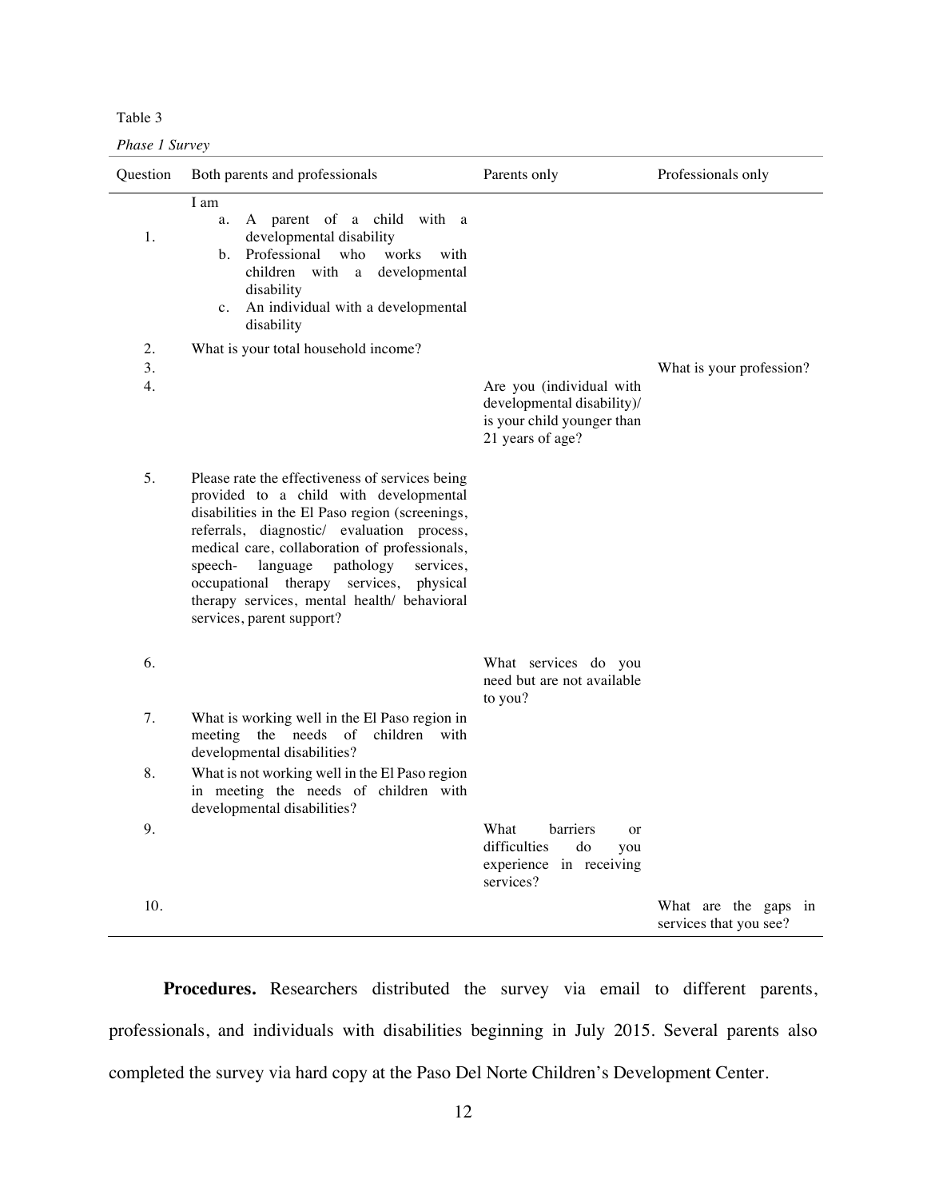Table 3

*Phase 1 Survey*

| Question | Both parents and professionals | Parents only | Professionals only |
|---|---|---|---|
| 1. | I am<br>a. A parent of a child with a developmental disability<br>b. Professional who works with children with a developmental disability<br>c. An individual with a developmental disability | | |
| 2. | What is your total household income? | | |
| 3. | | | What is your profession? |
| 4. | | Are you (individual with developmental disability)/ is your child younger than 21 years of age? | |
| 5. | Please rate the effectiveness of services being provided to a child with developmental disabilities in the El Paso region (screenings, referrals, diagnostic/ evaluation process, medical care, collaboration of professionals, speech- language pathology services, occupational therapy services, physical therapy services, mental health/ behavioral services, parent support? | | |
| 6. | | What services do you need but are not available to you? | |
| 7. | What is working well in the El Paso region in meeting the needs of children with developmental disabilities? | | |
| 8. | What is not working well in the El Paso region in meeting the needs of children with developmental disabilities? | | |
| 9. | | What barriers or difficulties do you experience in receiving services? | |
| 10. | | | What are the gaps in services that you see? |

**Procedures.** Researchers distributed the survey via email to different parents, professionals, and individuals with disabilities beginning in July 2015. Several parents also completed the survey via hard copy at the Paso Del Norte Children's Development Center.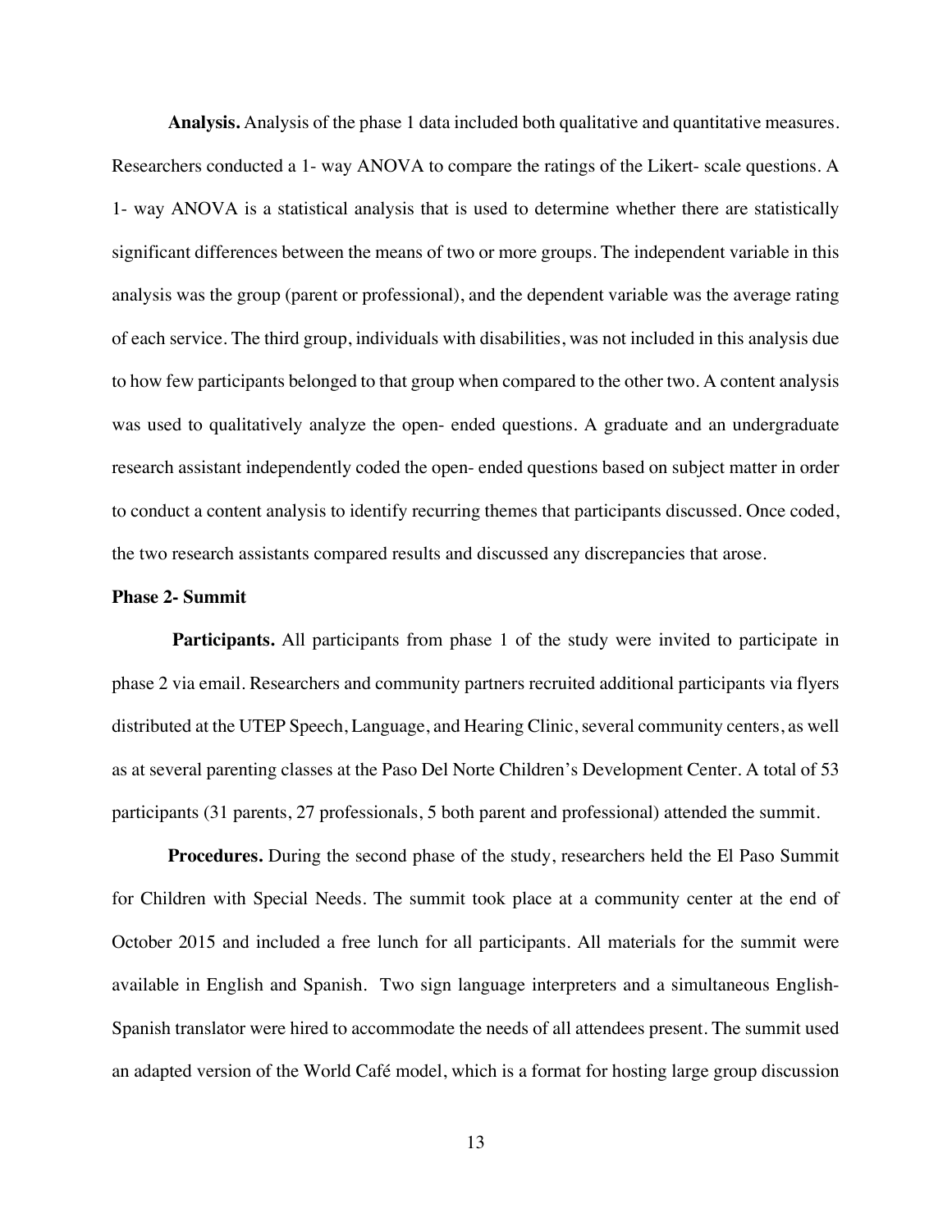**Analysis.** Analysis of the phase 1 data included both qualitative and quantitative measures. Researchers conducted a 1- way ANOVA to compare the ratings of the Likert- scale questions. A 1- way ANOVA is a statistical analysis that is used to determine whether there are statistically significant differences between the means of two or more groups. The independent variable in this analysis was the group (parent or professional), and the dependent variable was the average rating of each service. The third group, individuals with disabilities, was not included in this analysis due to how few participants belonged to that group when compared to the other two. A content analysis was used to qualitatively analyze the open- ended questions. A graduate and an undergraduate research assistant independently coded the open- ended questions based on subject matter in order to conduct a content analysis to identify recurring themes that participants discussed. Once coded, the two research assistants compared results and discussed any discrepancies that arose.

**Phase 2- Summit**

**Participants.** All participants from phase 1 of the study were invited to participate in phase 2 via email. Researchers and community partners recruited additional participants via flyers distributed at the UTEP Speech, Language, and Hearing Clinic, several community centers, as well as at several parenting classes at the Paso Del Norte Children's Development Center. A total of 53 participants (31 parents, 27 professionals, 5 both parent and professional) attended the summit.

**Procedures.** During the second phase of the study, researchers held the El Paso Summit for Children with Special Needs. The summit took place at a community center at the end of October 2015 and included a free lunch for all participants. All materials for the summit were available in English and Spanish. Two sign language interpreters and a simultaneous English-Spanish translator were hired to accommodate the needs of all attendees present. The summit used an adapted version of the World Café model, which is a format for hosting large group discussion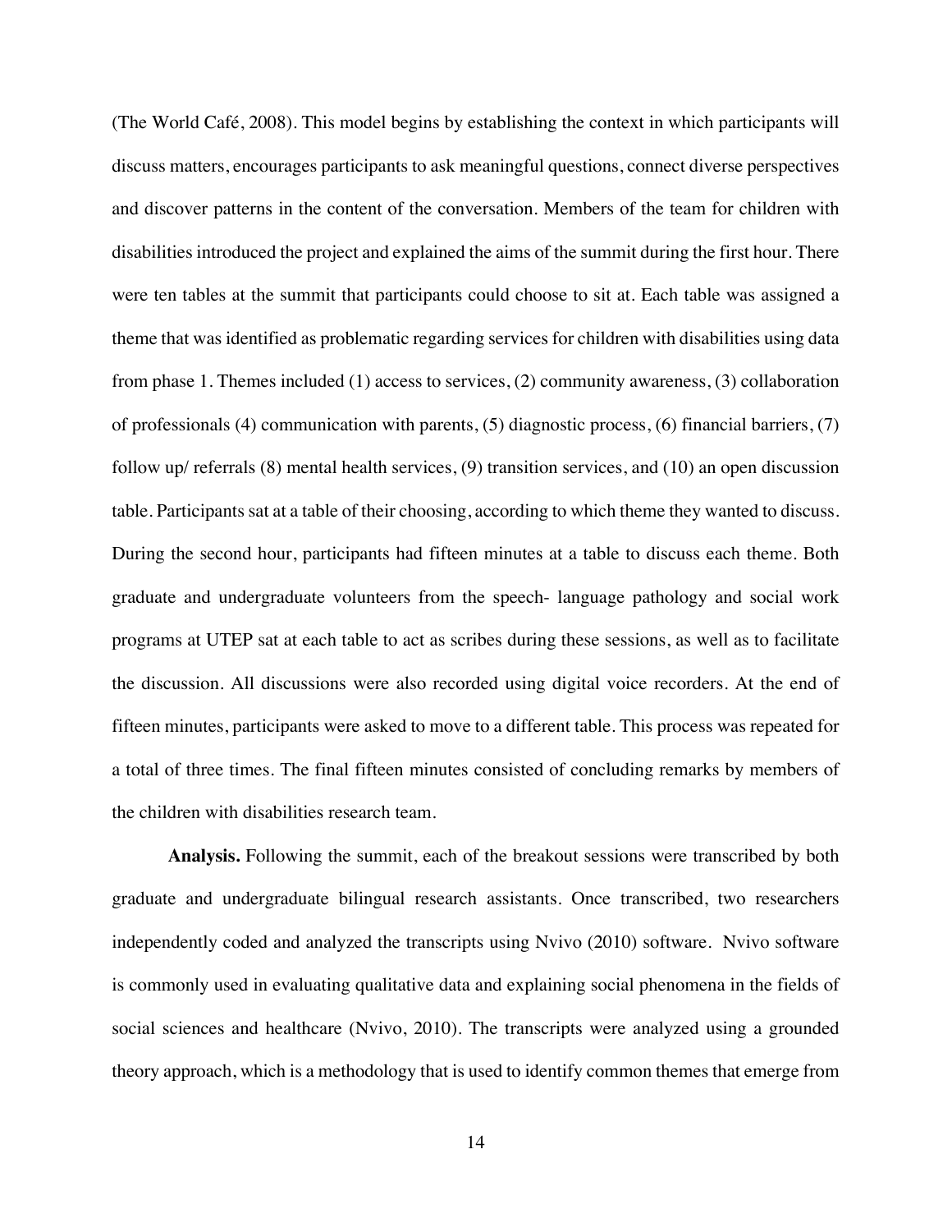(The World Café, 2008). This model begins by establishing the context in which participants will discuss matters, encourages participants to ask meaningful questions, connect diverse perspectives and discover patterns in the content of the conversation. Members of the team for children with disabilities introduced the project and explained the aims of the summit during the first hour. There were ten tables at the summit that participants could choose to sit at. Each table was assigned a theme that was identified as problematic regarding services for children with disabilities using data from phase 1. Themes included (1) access to services, (2) community awareness, (3) collaboration of professionals (4) communication with parents, (5) diagnostic process, (6) financial barriers, (7) follow up/ referrals (8) mental health services, (9) transition services, and (10) an open discussion table. Participants sat at a table of their choosing, according to which theme they wanted to discuss. During the second hour, participants had fifteen minutes at a table to discuss each theme. Both graduate and undergraduate volunteers from the speech- language pathology and social work programs at UTEP sat at each table to act as scribes during these sessions, as well as to facilitate the discussion. All discussions were also recorded using digital voice recorders. At the end of fifteen minutes, participants were asked to move to a different table. This process was repeated for a total of three times. The final fifteen minutes consisted of concluding remarks by members of the children with disabilities research team.

**Analysis.** Following the summit, each of the breakout sessions were transcribed by both graduate and undergraduate bilingual research assistants. Once transcribed, two researchers independently coded and analyzed the transcripts using Nvivo (2010) software. Nvivo software is commonly used in evaluating qualitative data and explaining social phenomena in the fields of social sciences and healthcare (Nvivo, 2010). The transcripts were analyzed using a grounded theory approach, which is a methodology that is used to identify common themes that emerge from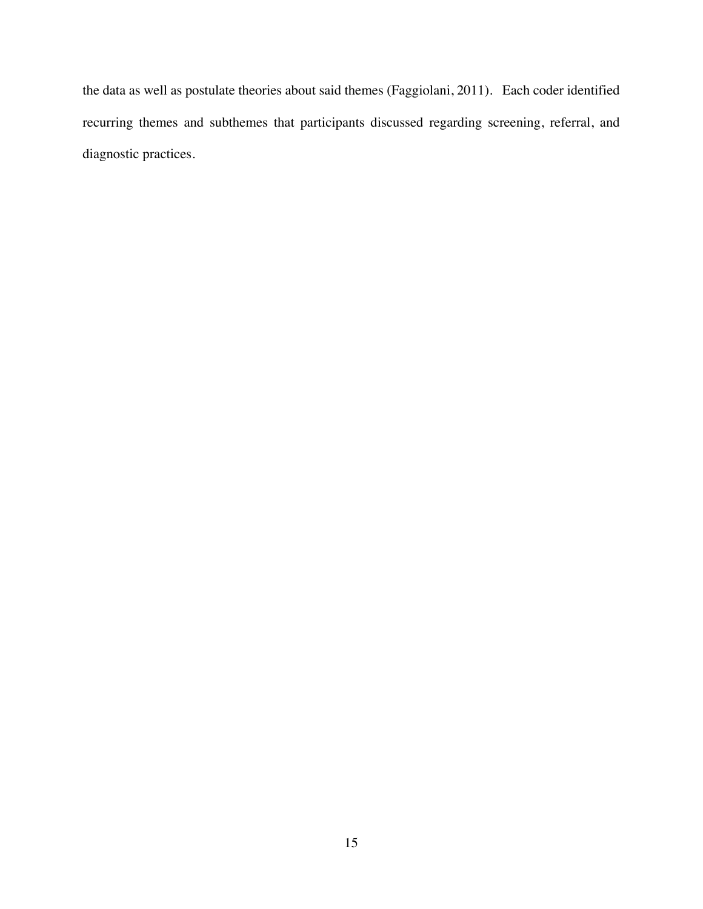the data as well as postulate theories about said themes (Faggiolani, 2011). Each coder identified recurring themes and subthemes that participants discussed regarding screening, referral, and diagnostic practices.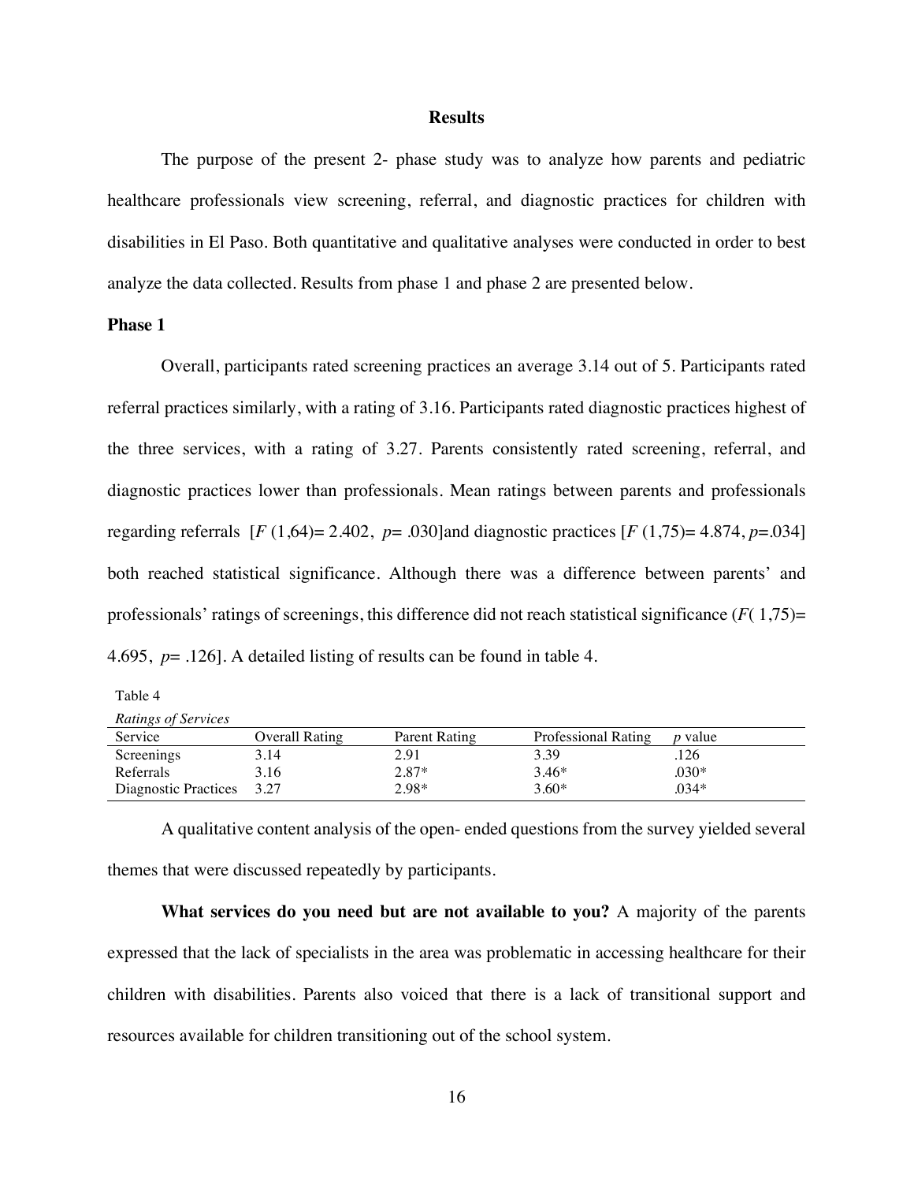# Results

The purpose of the present 2- phase study was to analyze how parents and pediatric healthcare professionals view screening, referral, and diagnostic practices for children with disabilities in El Paso. Both quantitative and qualitative analyses were conducted in order to best analyze the data collected. Results from phase 1 and phase 2 are presented below.

## Phase 1

Overall, participants rated screening practices an average 3.14 out of 5. Participants rated referral practices similarly, with a rating of 3.16. Participants rated diagnostic practices highest of the three services, with a rating of 3.27. Parents consistently rated screening, referral, and diagnostic practices lower than professionals. Mean ratings between parents and professionals regarding referrals [$F$ (1,64)= 2.402, $p$= .030]and diagnostic practices [$F$ (1,75)= 4.874, $p$=.034] both reached statistical significance. Although there was a difference between parents' and professionals' ratings of screenings, this difference did not reach statistical significance ($F$( 1,75)= 4.695, $p$= .126]. A detailed listing of results can be found in table 4.

Table 4

*Ratings of Services*

| Service | Overall Rating | Parent Rating | Professional Rating | *p* value |
| --- | --- | --- | --- | --- |
| Screenings | 3.14 | 2.91 | 3.39 | .126 |
| Referrals | 3.16 | 2.87* | 3.46* | .030* |
| Diagnostic Practices | 3.27 | 2.98* | 3.60* | .034* |

A qualitative content analysis of the open- ended questions from the survey yielded several themes that were discussed repeatedly by participants.

**What services do you need but are not available to you?** A majority of the parents expressed that the lack of specialists in the area was problematic in accessing healthcare for their children with disabilities. Parents also voiced that there is a lack of transitional support and resources available for children transitioning out of the school system.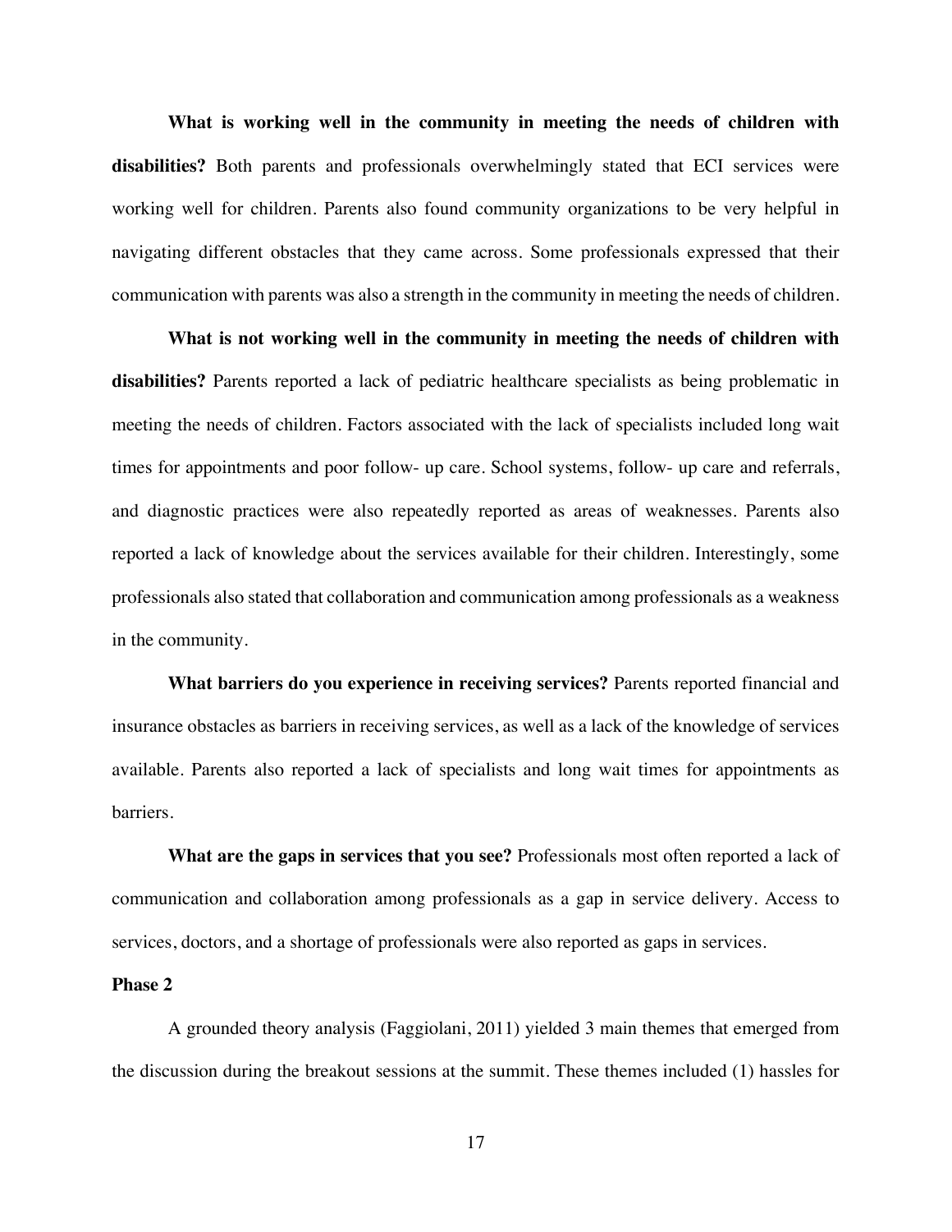**What is working well in the community in meeting the needs of children with disabilities?** Both parents and professionals overwhelmingly stated that ECI services were working well for children. Parents also found community organizations to be very helpful in navigating different obstacles that they came across. Some professionals expressed that their communication with parents was also a strength in the community in meeting the needs of children.

**What is not working well in the community in meeting the needs of children with disabilities?** Parents reported a lack of pediatric healthcare specialists as being problematic in meeting the needs of children. Factors associated with the lack of specialists included long wait times for appointments and poor follow- up care. School systems, follow- up care and referrals, and diagnostic practices were also repeatedly reported as areas of weaknesses. Parents also reported a lack of knowledge about the services available for their children. Interestingly, some professionals also stated that collaboration and communication among professionals as a weakness in the community.

**What barriers do you experience in receiving services?** Parents reported financial and insurance obstacles as barriers in receiving services, as well as a lack of the knowledge of services available. Parents also reported a lack of specialists and long wait times for appointments as barriers.

**What are the gaps in services that you see?** Professionals most often reported a lack of communication and collaboration among professionals as a gap in service delivery. Access to services, doctors, and a shortage of professionals were also reported as gaps in services.

**Phase 2**

A grounded theory analysis (Faggiolani, 2011) yielded 3 main themes that emerged from the discussion during the breakout sessions at the summit. These themes included (1) hassles for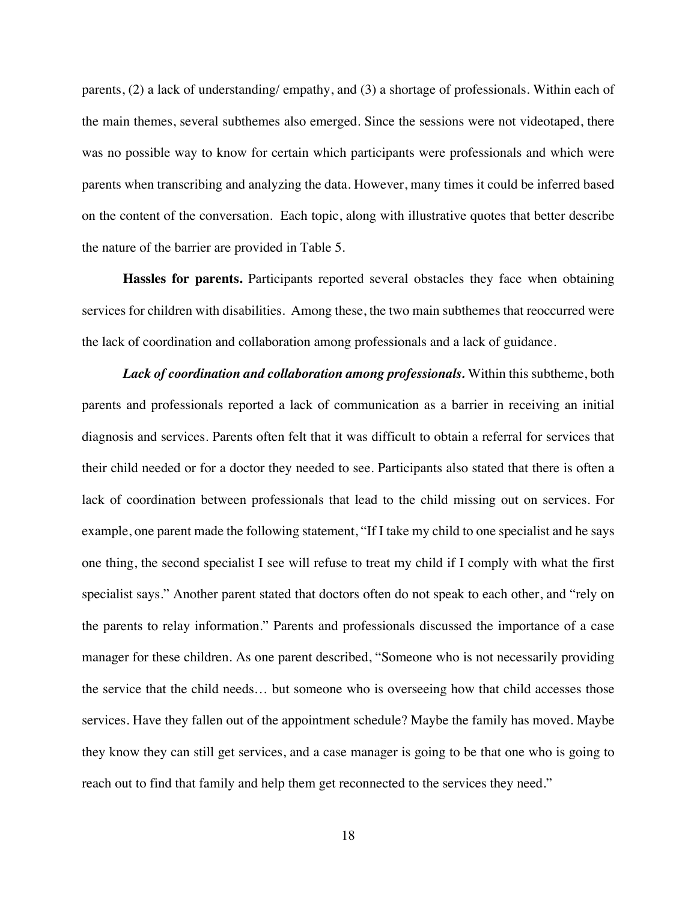parents, (2) a lack of understanding/ empathy, and (3) a shortage of professionals. Within each of the main themes, several subthemes also emerged. Since the sessions were not videotaped, there was no possible way to know for certain which participants were professionals and which were parents when transcribing and analyzing the data. However, many times it could be inferred based on the content of the conversation. Each topic, along with illustrative quotes that better describe the nature of the barrier are provided in Table 5.

**Hassles for parents.** Participants reported several obstacles they face when obtaining services for children with disabilities. Among these, the two main subthemes that reoccurred were the lack of coordination and collaboration among professionals and a lack of guidance.

***Lack of coordination and collaboration among professionals.*** Within this subtheme, both parents and professionals reported a lack of communication as a barrier in receiving an initial diagnosis and services. Parents often felt that it was difficult to obtain a referral for services that their child needed or for a doctor they needed to see. Participants also stated that there is often a lack of coordination between professionals that lead to the child missing out on services. For example, one parent made the following statement, "If I take my child to one specialist and he says one thing, the second specialist I see will refuse to treat my child if I comply with what the first specialist says." Another parent stated that doctors often do not speak to each other, and "rely on the parents to relay information." Parents and professionals discussed the importance of a case manager for these children. As one parent described, "Someone who is not necessarily providing the service that the child needs… but someone who is overseeing how that child accesses those services. Have they fallen out of the appointment schedule? Maybe the family has moved. Maybe they know they can still get services, and a case manager is going to be that one who is going to reach out to find that family and help them get reconnected to the services they need."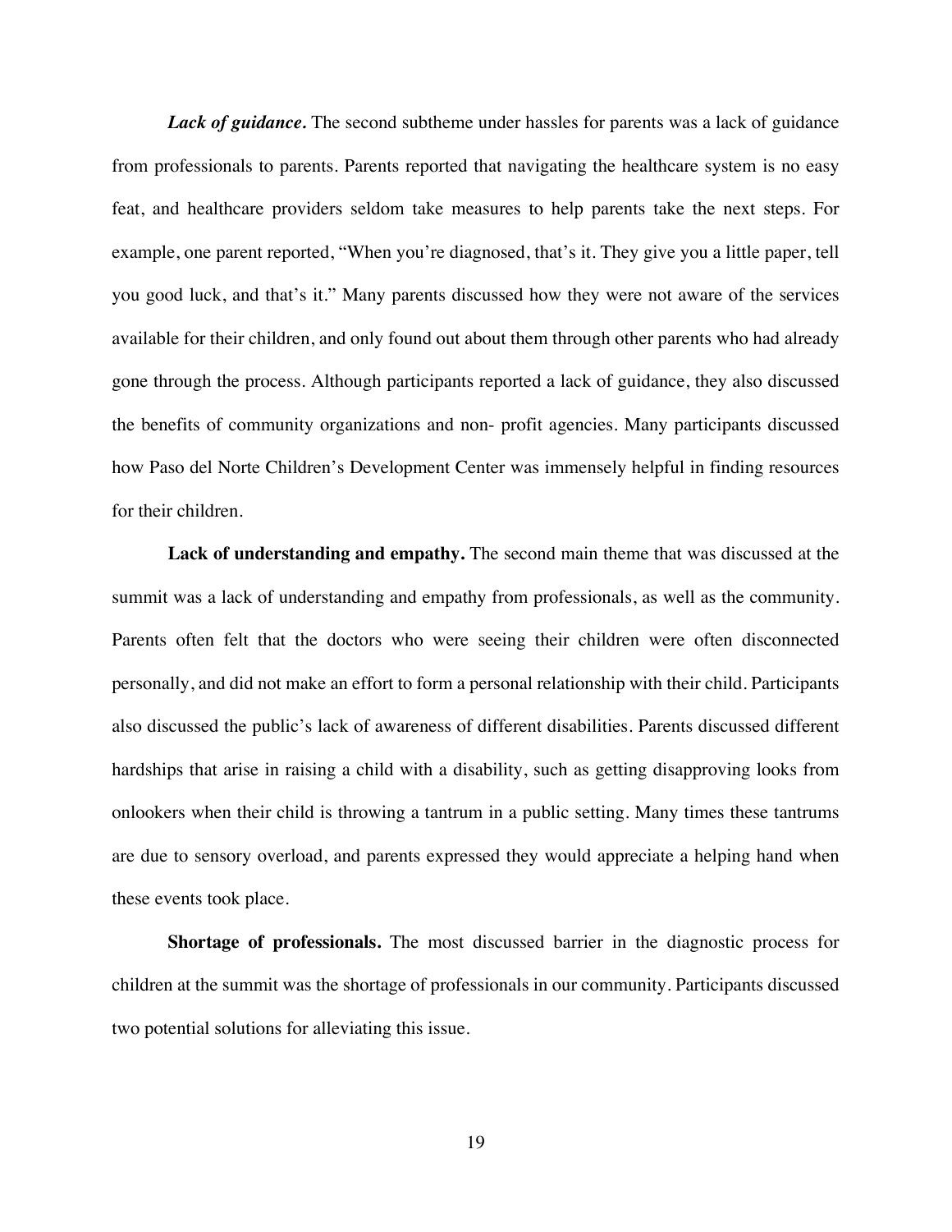***Lack of guidance.*** The second subtheme under hassles for parents was a lack of guidance from professionals to parents. Parents reported that navigating the healthcare system is no easy feat, and healthcare providers seldom take measures to help parents take the next steps. For example, one parent reported, "When you're diagnosed, that's it. They give you a little paper, tell you good luck, and that's it." Many parents discussed how they were not aware of the services available for their children, and only found out about them through other parents who had already gone through the process. Although participants reported a lack of guidance, they also discussed the benefits of community organizations and non- profit agencies. Many participants discussed how Paso del Norte Children's Development Center was immensely helpful in finding resources for their children.

**Lack of understanding and empathy.** The second main theme that was discussed at the summit was a lack of understanding and empathy from professionals, as well as the community. Parents often felt that the doctors who were seeing their children were often disconnected personally, and did not make an effort to form a personal relationship with their child. Participants also discussed the public's lack of awareness of different disabilities. Parents discussed different hardships that arise in raising a child with a disability, such as getting disapproving looks from onlookers when their child is throwing a tantrum in a public setting. Many times these tantrums are due to sensory overload, and parents expressed they would appreciate a helping hand when these events took place.

**Shortage of professionals.** The most discussed barrier in the diagnostic process for children at the summit was the shortage of professionals in our community. Participants discussed two potential solutions for alleviating this issue.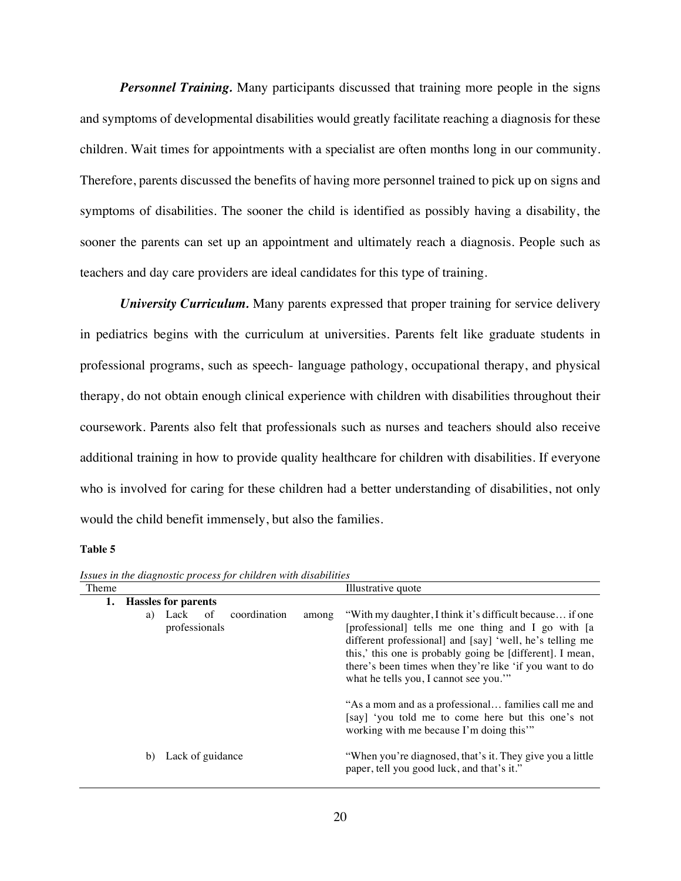***Personnel Training.*** Many participants discussed that training more people in the signs and symptoms of developmental disabilities would greatly facilitate reaching a diagnosis for these children. Wait times for appointments with a specialist are often months long in our community. Therefore, parents discussed the benefits of having more personnel trained to pick up on signs and symptoms of disabilities. The sooner the child is identified as possibly having a disability, the sooner the parents can set up an appointment and ultimately reach a diagnosis. People such as teachers and day care providers are ideal candidates for this type of training.

***University Curriculum.*** Many parents expressed that proper training for service delivery in pediatrics begins with the curriculum at universities. Parents felt like graduate students in professional programs, such as speech- language pathology, occupational therapy, and physical therapy, do not obtain enough clinical experience with children with disabilities throughout their coursework. Parents also felt that professionals such as nurses and teachers should also receive additional training in how to provide quality healthcare for children with disabilities. If everyone who is involved for caring for these children had a better understanding of disabilities, not only would the child benefit immensely, but also the families.

**Table 5**

*Issues in the diagnostic process for children with disabilities*

| Theme | Illustrative quote |
|---|---|
| **1. Hassles for parents** | |
| a) Lack of coordination among professionals | "With my daughter, I think it's difficult because… if one [professional] tells me one thing and I go with [a different professional] and [say] 'well, he's telling me this,' this one is probably going be [different]. I mean, there's been times when they're like 'if you want to do what he tells you, I cannot see you.'" |
| | "As a mom and as a professional… families call me and [say] 'you told me to come here but this one's not working with me because I'm doing this'" |
| b) Lack of guidance | "When you're diagnosed, that's it. They give you a little paper, tell you good luck, and that's it." |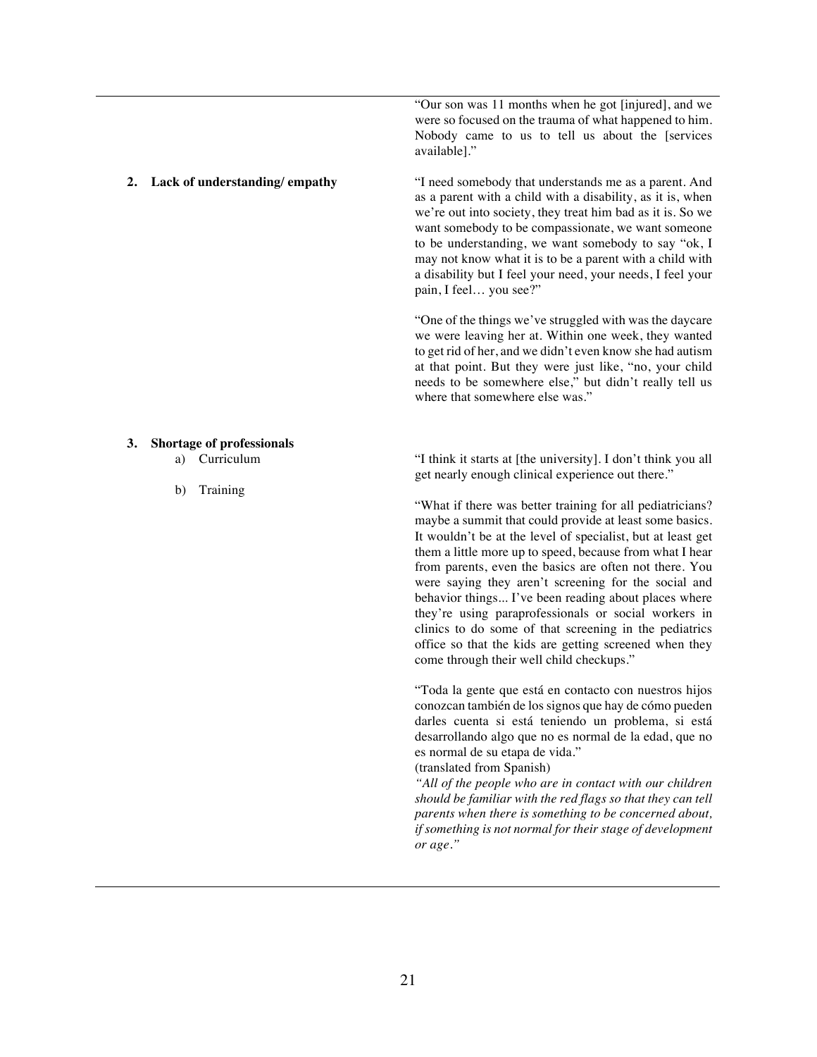| | |
|---|---|
| | "Our son was 11 months when he got [injured], and we were so focused on the trauma of what happened to him. Nobody came to us to tell us about the [services available]." |
| **2. Lack of understanding/ empathy** | "I need somebody that understands me as a parent. And as a parent with a child with a disability, as it is, when we're out into society, they treat him bad as it is. So we want somebody to be compassionate, we want someone to be understanding, we want somebody to say "ok, I may not know what it is to be a parent with a child with a disability but I feel your need, your needs, I feel your pain, I feel… you see?"<br><br>"One of the things we've struggled with was the daycare we were leaving her at. Within one week, they wanted to get rid of her, and we didn't even know she had autism at that point. But they were just like, "no, your child needs to be somewhere else," but didn't really tell us where that somewhere else was." |
| **3. Shortage of professionals**<br>a) Curriculum<br>b) Training | "I think it starts at [the university]. I don't think you all get nearly enough clinical experience out there."<br><br>"What if there was better training for all pediatricians? maybe a summit that could provide at least some basics. It wouldn't be at the level of specialist, but at least get them a little more up to speed, because from what I hear from parents, even the basics are often not there. You were saying they aren't screening for the social and behavior things... I've been reading about places where they're using paraprofessionals or social workers in clinics to do some of that screening in the pediatrics office so that the kids are getting screened when they come through their well child checkups."<br><br>"Toda la gente que está en contacto con nuestros hijos conozcan también de los signos que hay de cómo pueden darles cuenta si está teniendo un problema, si está desarrollando algo que no es normal de la edad, que no es normal de su etapa de vida."<br>(translated from Spanish)<br>*"All of the people who are in contact with our children should be familiar with the red flags so that they can tell parents when there is something to be concerned about, if something is not normal for their stage of development or age."* |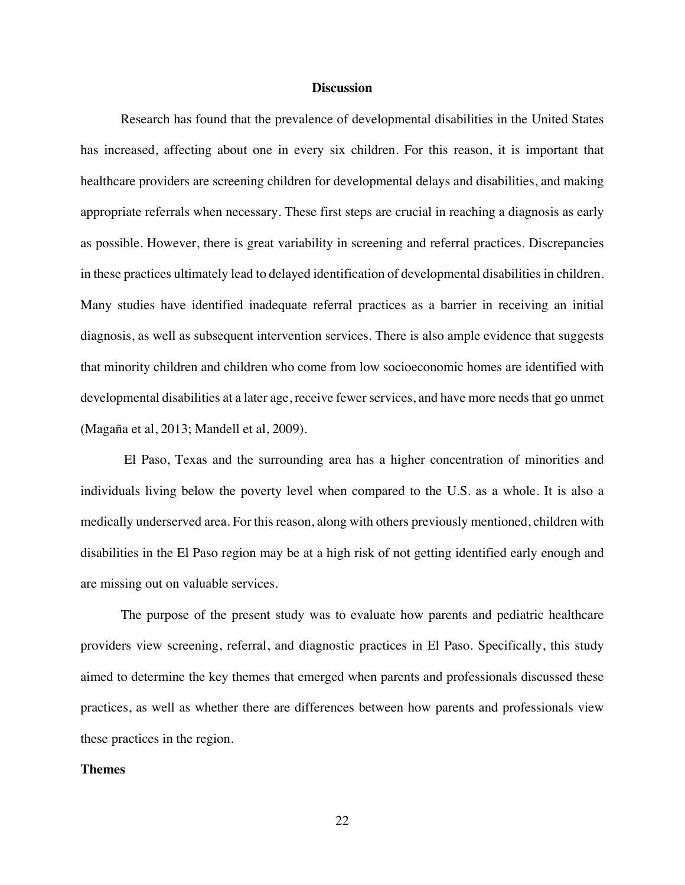## Discussion

Research has found that the prevalence of developmental disabilities in the United States has increased, affecting about one in every six children. For this reason, it is important that healthcare providers are screening children for developmental delays and disabilities, and making appropriate referrals when necessary. These first steps are crucial in reaching a diagnosis as early as possible. However, there is great variability in screening and referral practices. Discrepancies in these practices ultimately lead to delayed identification of developmental disabilities in children. Many studies have identified inadequate referral practices as a barrier in receiving an initial diagnosis, as well as subsequent intervention services. There is also ample evidence that suggests that minority children and children who come from low socioeconomic homes are identified with developmental disabilities at a later age, receive fewer services, and have more needs that go unmet (Magaña et al, 2013; Mandell et al, 2009).

El Paso, Texas and the surrounding area has a higher concentration of minorities and individuals living below the poverty level when compared to the U.S. as a whole. It is also a medically underserved area. For this reason, along with others previously mentioned, children with disabilities in the El Paso region may be at a high risk of not getting identified early enough and are missing out on valuable services.

The purpose of the present study was to evaluate how parents and pediatric healthcare providers view screening, referral, and diagnostic practices in El Paso. Specifically, this study aimed to determine the key themes that emerged when parents and professionals discussed these practices, as well as whether there are differences between how parents and professionals view these practices in the region.

### Themes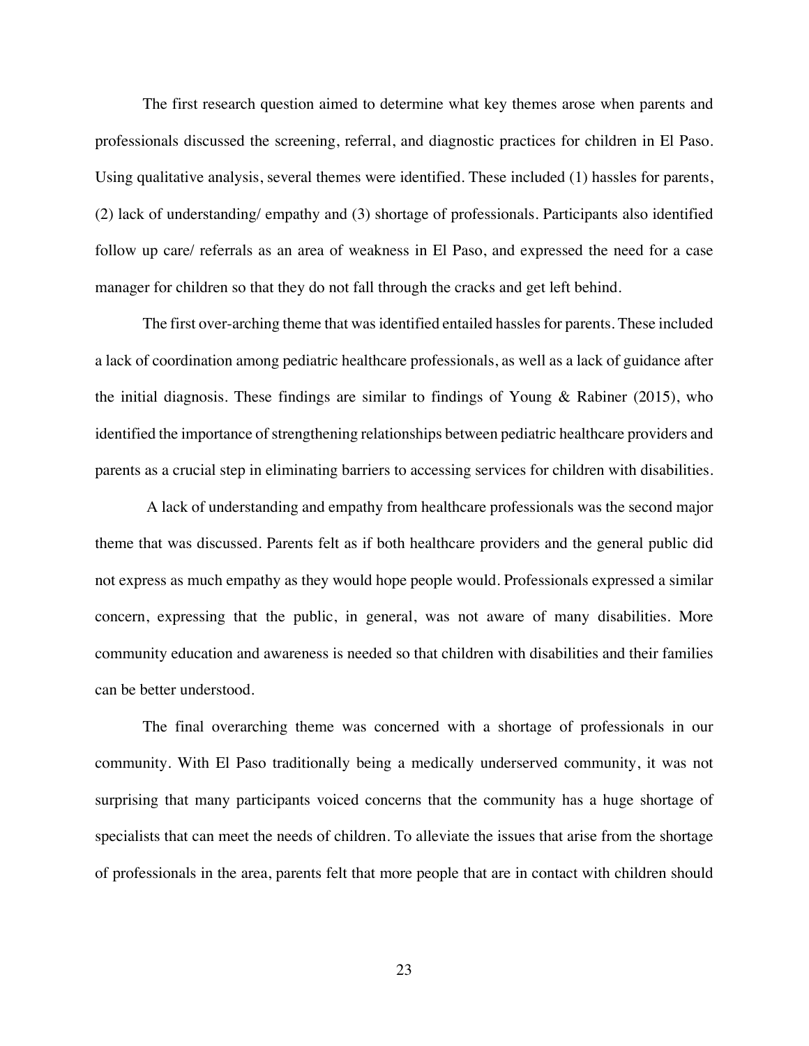The first research question aimed to determine what key themes arose when parents and professionals discussed the screening, referral, and diagnostic practices for children in El Paso. Using qualitative analysis, several themes were identified. These included (1) hassles for parents, (2) lack of understanding/ empathy and (3) shortage of professionals. Participants also identified follow up care/ referrals as an area of weakness in El Paso, and expressed the need for a case manager for children so that they do not fall through the cracks and get left behind.

The first over-arching theme that was identified entailed hassles for parents. These included a lack of coordination among pediatric healthcare professionals, as well as a lack of guidance after the initial diagnosis. These findings are similar to findings of Young & Rabiner (2015), who identified the importance of strengthening relationships between pediatric healthcare providers and parents as a crucial step in eliminating barriers to accessing services for children with disabilities.

A lack of understanding and empathy from healthcare professionals was the second major theme that was discussed. Parents felt as if both healthcare providers and the general public did not express as much empathy as they would hope people would. Professionals expressed a similar concern, expressing that the public, in general, was not aware of many disabilities. More community education and awareness is needed so that children with disabilities and their families can be better understood.

The final overarching theme was concerned with a shortage of professionals in our community. With El Paso traditionally being a medically underserved community, it was not surprising that many participants voiced concerns that the community has a huge shortage of specialists that can meet the needs of children. To alleviate the issues that arise from the shortage of professionals in the area, parents felt that more people that are in contact with children should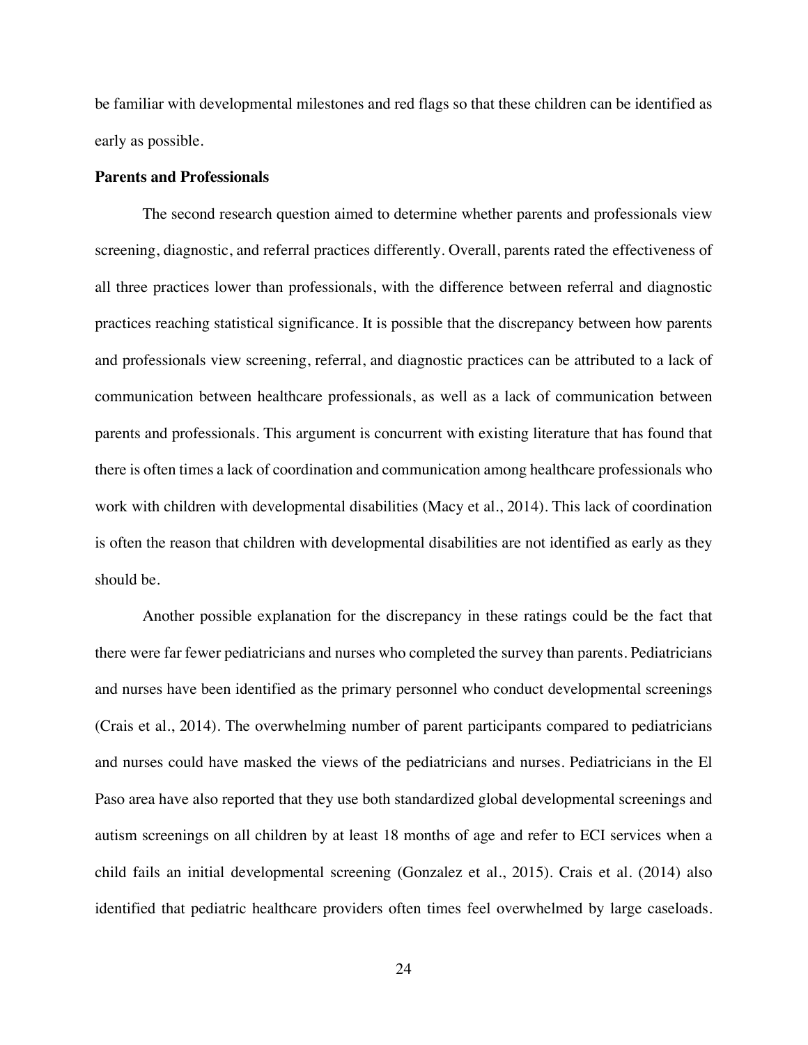be familiar with developmental milestones and red flags so that these children can be identified as early as possible.

**Parents and Professionals**

The second research question aimed to determine whether parents and professionals view screening, diagnostic, and referral practices differently. Overall, parents rated the effectiveness of all three practices lower than professionals, with the difference between referral and diagnostic practices reaching statistical significance. It is possible that the discrepancy between how parents and professionals view screening, referral, and diagnostic practices can be attributed to a lack of communication between healthcare professionals, as well as a lack of communication between parents and professionals. This argument is concurrent with existing literature that has found that there is often times a lack of coordination and communication among healthcare professionals who work with children with developmental disabilities (Macy et al., 2014). This lack of coordination is often the reason that children with developmental disabilities are not identified as early as they should be.

Another possible explanation for the discrepancy in these ratings could be the fact that there were far fewer pediatricians and nurses who completed the survey than parents. Pediatricians and nurses have been identified as the primary personnel who conduct developmental screenings (Crais et al., 2014). The overwhelming number of parent participants compared to pediatricians and nurses could have masked the views of the pediatricians and nurses. Pediatricians in the El Paso area have also reported that they use both standardized global developmental screenings and autism screenings on all children by at least 18 months of age and refer to ECI services when a child fails an initial developmental screening (Gonzalez et al., 2015). Crais et al. (2014) also identified that pediatric healthcare providers often times feel overwhelmed by large caseloads.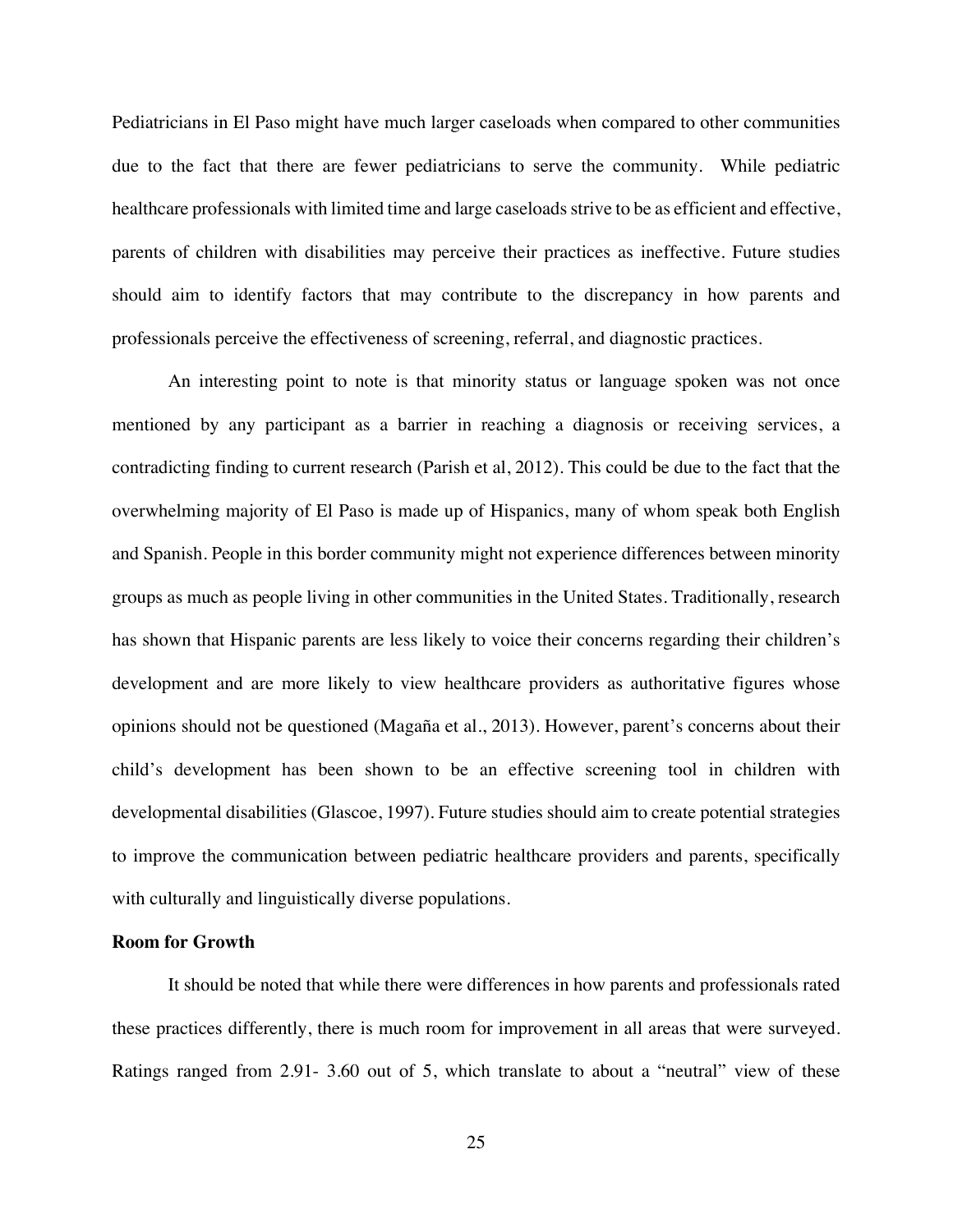Pediatricians in El Paso might have much larger caseloads when compared to other communities due to the fact that there are fewer pediatricians to serve the community. While pediatric healthcare professionals with limited time and large caseloads strive to be as efficient and effective, parents of children with disabilities may perceive their practices as ineffective. Future studies should aim to identify factors that may contribute to the discrepancy in how parents and professionals perceive the effectiveness of screening, referral, and diagnostic practices.

An interesting point to note is that minority status or language spoken was not once mentioned by any participant as a barrier in reaching a diagnosis or receiving services, a contradicting finding to current research (Parish et al, 2012). This could be due to the fact that the overwhelming majority of El Paso is made up of Hispanics, many of whom speak both English and Spanish. People in this border community might not experience differences between minority groups as much as people living in other communities in the United States. Traditionally, research has shown that Hispanic parents are less likely to voice their concerns regarding their children's development and are more likely to view healthcare providers as authoritative figures whose opinions should not be questioned (Magaña et al., 2013). However, parent's concerns about their child's development has been shown to be an effective screening tool in children with developmental disabilities (Glascoe, 1997). Future studies should aim to create potential strategies to improve the communication between pediatric healthcare providers and parents, specifically with culturally and linguistically diverse populations.

**Room for Growth**

It should be noted that while there were differences in how parents and professionals rated these practices differently, there is much room for improvement in all areas that were surveyed. Ratings ranged from 2.91- 3.60 out of 5, which translate to about a "neutral" view of these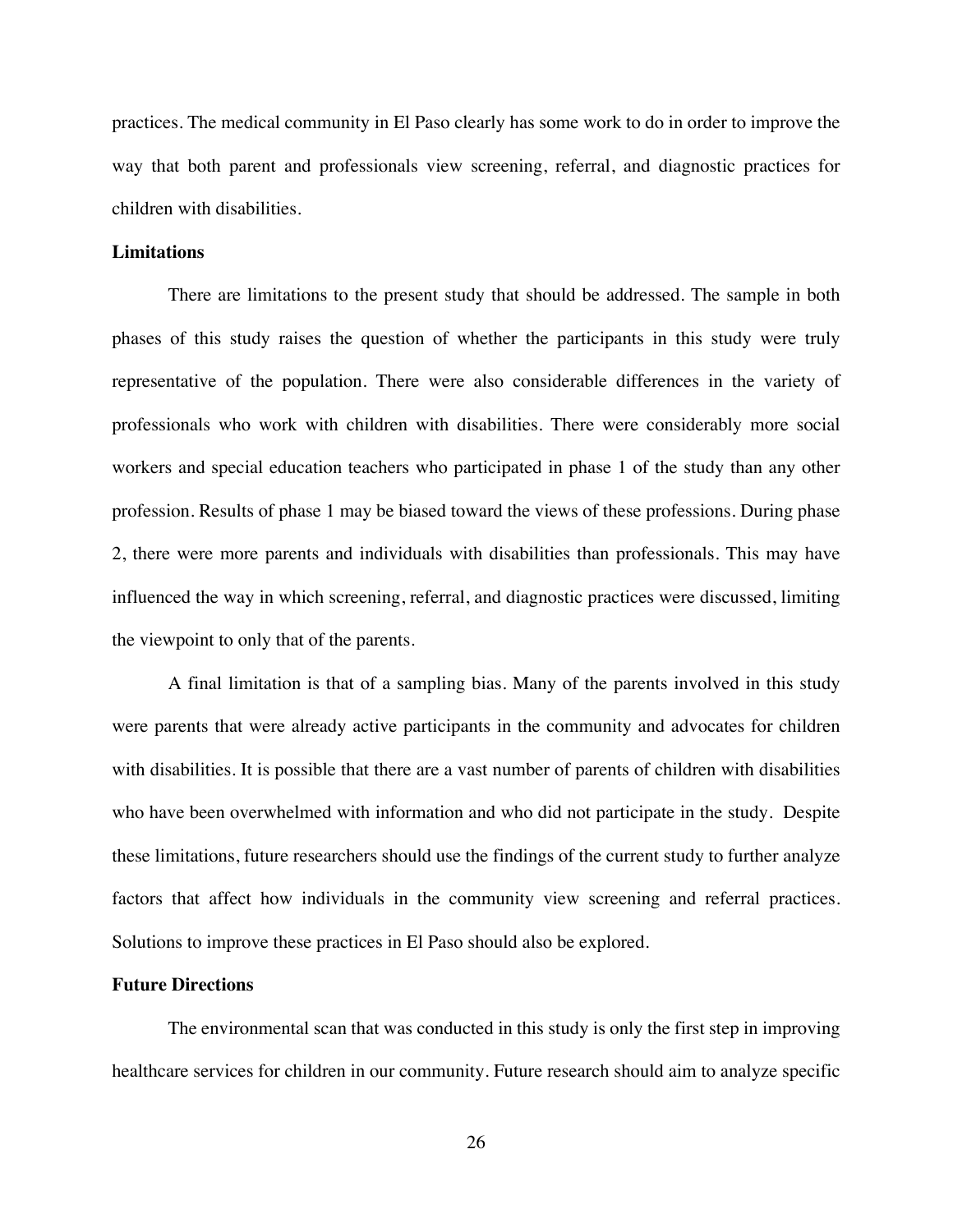practices. The medical community in El Paso clearly has some work to do in order to improve the way that both parent and professionals view screening, referral, and diagnostic practices for children with disabilities.

**Limitations**

There are limitations to the present study that should be addressed. The sample in both phases of this study raises the question of whether the participants in this study were truly representative of the population. There were also considerable differences in the variety of professionals who work with children with disabilities. There were considerably more social workers and special education teachers who participated in phase 1 of the study than any other profession. Results of phase 1 may be biased toward the views of these professions. During phase 2, there were more parents and individuals with disabilities than professionals. This may have influenced the way in which screening, referral, and diagnostic practices were discussed, limiting the viewpoint to only that of the parents.

A final limitation is that of a sampling bias. Many of the parents involved in this study were parents that were already active participants in the community and advocates for children with disabilities. It is possible that there are a vast number of parents of children with disabilities who have been overwhelmed with information and who did not participate in the study. Despite these limitations, future researchers should use the findings of the current study to further analyze factors that affect how individuals in the community view screening and referral practices. Solutions to improve these practices in El Paso should also be explored.

**Future Directions**

The environmental scan that was conducted in this study is only the first step in improving healthcare services for children in our community. Future research should aim to analyze specific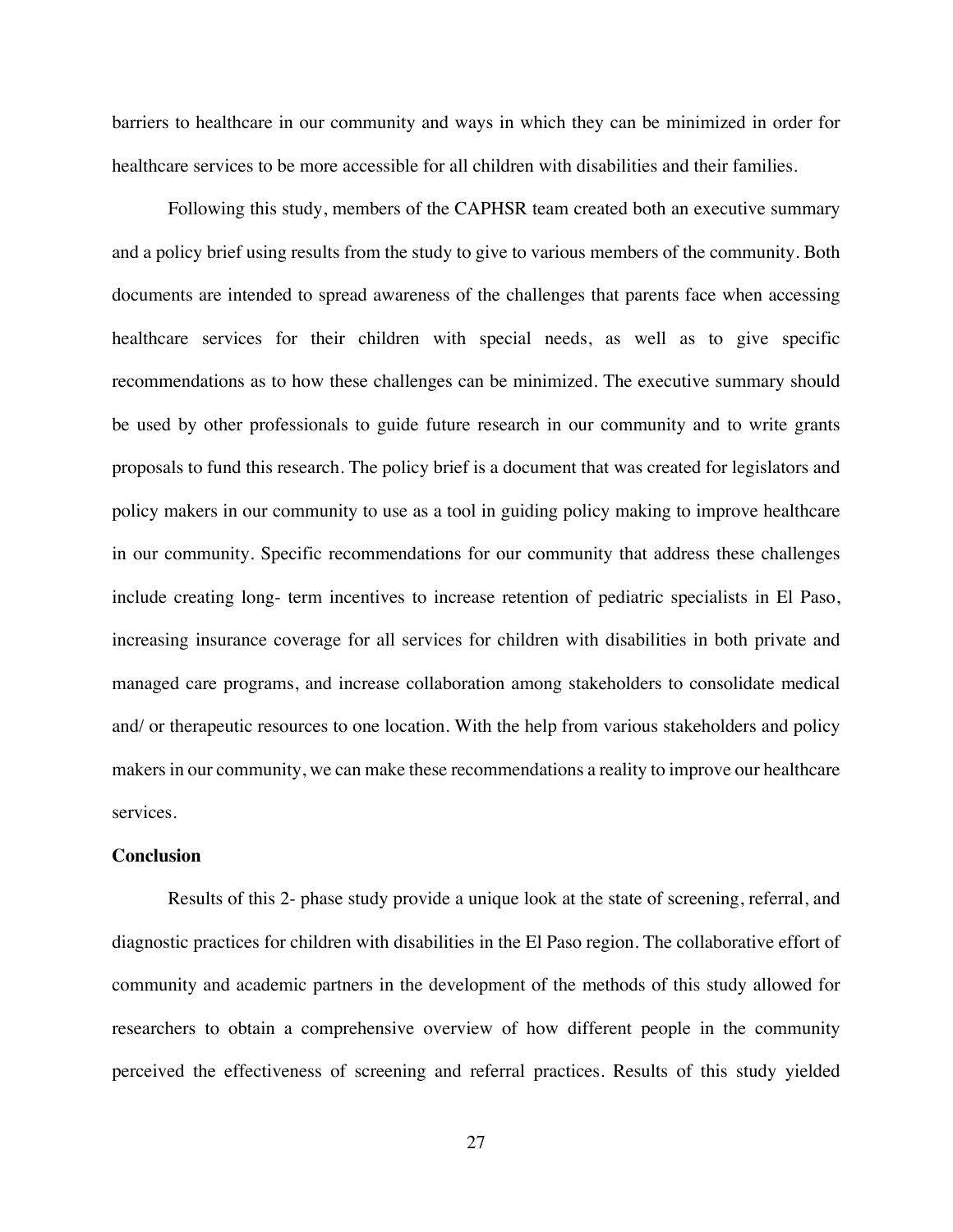barriers to healthcare in our community and ways in which they can be minimized in order for healthcare services to be more accessible for all children with disabilities and their families.

Following this study, members of the CAPHSR team created both an executive summary and a policy brief using results from the study to give to various members of the community. Both documents are intended to spread awareness of the challenges that parents face when accessing healthcare services for their children with special needs, as well as to give specific recommendations as to how these challenges can be minimized. The executive summary should be used by other professionals to guide future research in our community and to write grants proposals to fund this research. The policy brief is a document that was created for legislators and policy makers in our community to use as a tool in guiding policy making to improve healthcare in our community. Specific recommendations for our community that address these challenges include creating long- term incentives to increase retention of pediatric specialists in El Paso, increasing insurance coverage for all services for children with disabilities in both private and managed care programs, and increase collaboration among stakeholders to consolidate medical and/ or therapeutic resources to one location. With the help from various stakeholders and policy makers in our community, we can make these recommendations a reality to improve our healthcare services.

**Conclusion**

Results of this 2- phase study provide a unique look at the state of screening, referral, and diagnostic practices for children with disabilities in the El Paso region. The collaborative effort of community and academic partners in the development of the methods of this study allowed for researchers to obtain a comprehensive overview of how different people in the community perceived the effectiveness of screening and referral practices. Results of this study yielded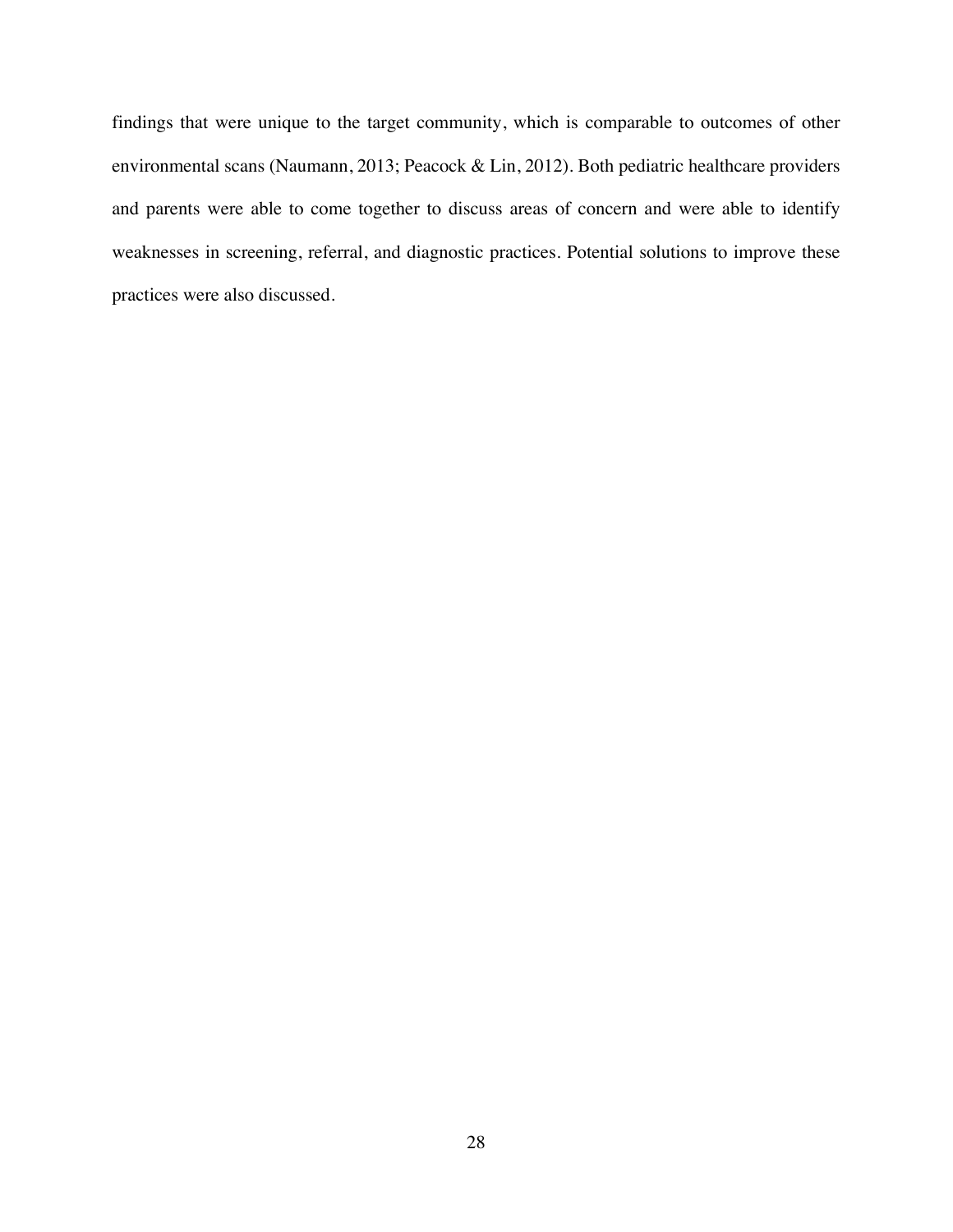findings that were unique to the target community, which is comparable to outcomes of other environmental scans (Naumann, 2013; Peacock & Lin, 2012). Both pediatric healthcare providers and parents were able to come together to discuss areas of concern and were able to identify weaknesses in screening, referral, and diagnostic practices. Potential solutions to improve these practices were also discussed.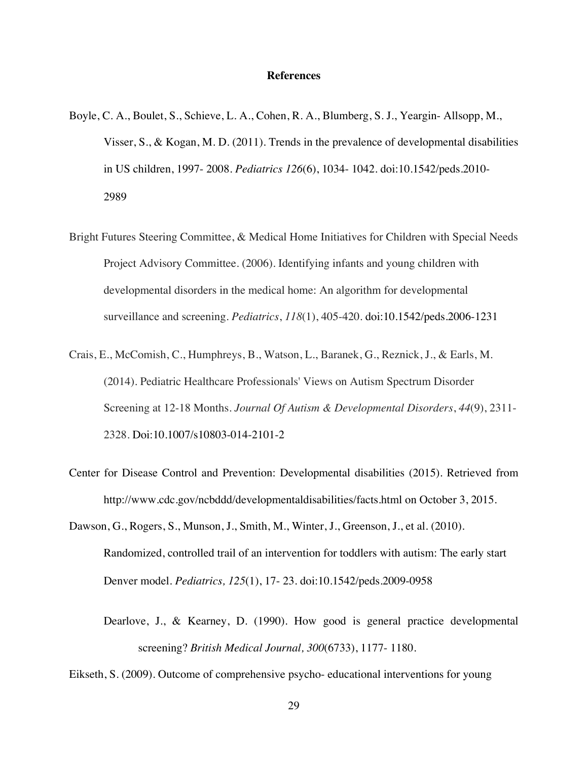**References**

Boyle, C. A., Boulet, S., Schieve, L. A., Cohen, R. A., Blumberg, S. J., Yeargin- Allsopp, M., Visser, S., & Kogan, M. D. (2011). Trends in the prevalence of developmental disabilities in US children, 1997- 2008. *Pediatrics 126*(6), 1034- 1042. doi:10.1542/peds.2010-2989

Bright Futures Steering Committee, & Medical Home Initiatives for Children with Special Needs Project Advisory Committee. (2006). Identifying infants and young children with developmental disorders in the medical home: An algorithm for developmental surveillance and screening. *Pediatrics*, *118*(1), 405-420. doi:10.1542/peds.2006-1231

Crais, E., McComish, C., Humphreys, B., Watson, L., Baranek, G., Reznick, J., & Earls, M. (2014). Pediatric Healthcare Professionals' Views on Autism Spectrum Disorder Screening at 12-18 Months. *Journal Of Autism & Developmental Disorders*, *44*(9), 2311-2328. Doi:10.1007/s10803-014-2101-2

Center for Disease Control and Prevention: Developmental disabilities (2015). Retrieved from http://www.cdc.gov/ncbddd/developmentaldisabilities/facts.html on October 3, 2015.

Dawson, G., Rogers, S., Munson, J., Smith, M., Winter, J., Greenson, J., et al. (2010). Randomized, controlled trail of an intervention for toddlers with autism: The early start Denver model. *Pediatrics, 125*(1), 17- 23. doi:10.1542/peds.2009-0958

Dearlove, J., & Kearney, D. (1990). How good is general practice developmental screening? *British Medical Journal, 300*(6733), 1177- 1180.

Eikseth, S. (2009). Outcome of comprehensive psycho- educational interventions for young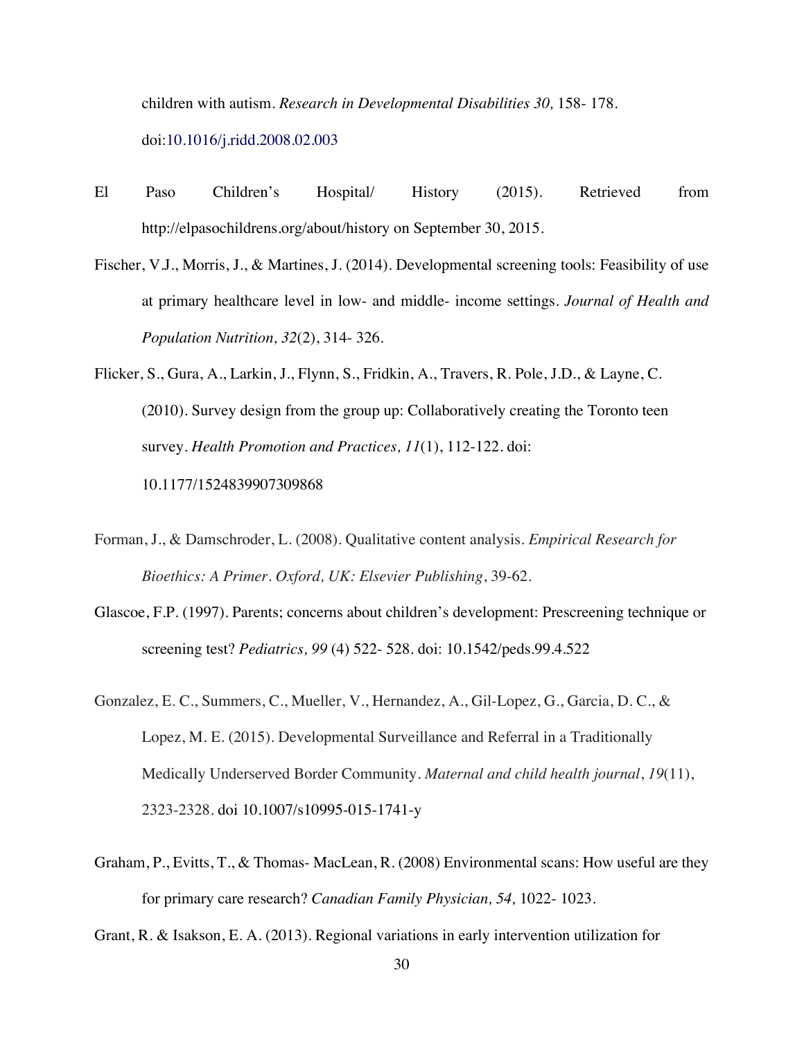children with autism. *Research in Developmental Disabilities 30,* 158- 178. doi:10.1016/j.ridd.2008.02.003

El Paso Children's Hospital/ History (2015). Retrieved from http://elpasochildrens.org/about/history on September 30, 2015.

Fischer, V.J., Morris, J., & Martines, J. (2014). Developmental screening tools: Feasibility of use at primary healthcare level in low- and middle- income settings. *Journal of Health and Population Nutrition, 32*(2), 314- 326.

Flicker, S., Gura, A., Larkin, J., Flynn, S., Fridkin, A., Travers, R. Pole, J.D., & Layne, C. (2010). Survey design from the group up: Collaboratively creating the Toronto teen survey. *Health Promotion and Practices, 11*(1), 112-122. doi: 10.1177/1524839907309868

Forman, J., & Damschroder, L. (2008). Qualitative content analysis. *Empirical Research for Bioethics: A Primer. Oxford, UK: Elsevier Publishing*, 39-62.

Glascoe, F.P. (1997). Parents; concerns about children's development: Prescreening technique or screening test? *Pediatrics, 99* (4) 522- 528. doi: 10.1542/peds.99.4.522

Gonzalez, E. C., Summers, C., Mueller, V., Hernandez, A., Gil-Lopez, G., Garcia, D. C., & Lopez, M. E. (2015). Developmental Surveillance and Referral in a Traditionally Medically Underserved Border Community. *Maternal and child health journal*, *19*(11), 2323-2328. doi 10.1007/s10995-015-1741-y

Graham, P., Evitts, T., & Thomas- MacLean, R. (2008) Environmental scans: How useful are they for primary care research? *Canadian Family Physician, 54,* 1022- 1023.

Grant, R. & Isakson, E. A. (2013). Regional variations in early intervention utilization for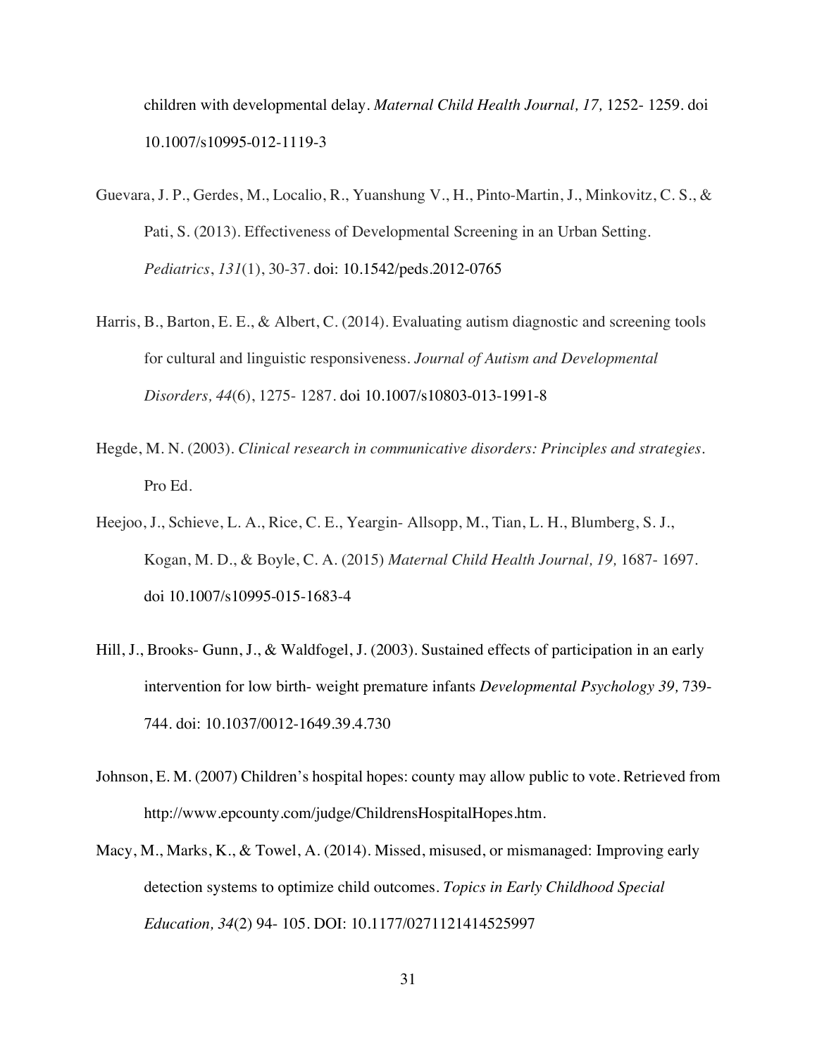children with developmental delay. *Maternal Child Health Journal, 17,* 1252- 1259. doi 10.1007/s10995-012-1119-3

Guevara, J. P., Gerdes, M., Localio, R., Yuanshung V., H., Pinto-Martin, J., Minkovitz, C. S., & Pati, S. (2013). Effectiveness of Developmental Screening in an Urban Setting. *Pediatrics*, *131*(1), 30-37. doi: 10.1542/peds.2012-0765

Harris, B., Barton, E. E., & Albert, C. (2014). Evaluating autism diagnostic and screening tools for cultural and linguistic responsiveness. *Journal of Autism and Developmental Disorders, 44*(6), 1275- 1287. doi 10.1007/s10803-013-1991-8

Hegde, M. N. (2003). *Clinical research in communicative disorders: Principles and strategies*. Pro Ed.

Heejoo, J., Schieve, L. A., Rice, C. E., Yeargin- Allsopp, M., Tian, L. H., Blumberg, S. J., Kogan, M. D., & Boyle, C. A. (2015) *Maternal Child Health Journal, 19,* 1687- 1697. doi 10.1007/s10995-015-1683-4

Hill, J., Brooks- Gunn, J., & Waldfogel, J. (2003). Sustained effects of participation in an early intervention for low birth- weight premature infants *Developmental Psychology 39,* 739- 744. doi: 10.1037/0012-1649.39.4.730

Johnson, E. M. (2007) Children's hospital hopes: county may allow public to vote. Retrieved from http://www.epcounty.com/judge/ChildrensHospitalHopes.htm.

Macy, M., Marks, K., & Towel, A. (2014). Missed, misused, or mismanaged: Improving early detection systems to optimize child outcomes. *Topics in Early Childhood Special Education, 34*(2) 94- 105. DOI: 10.1177/0271121414525997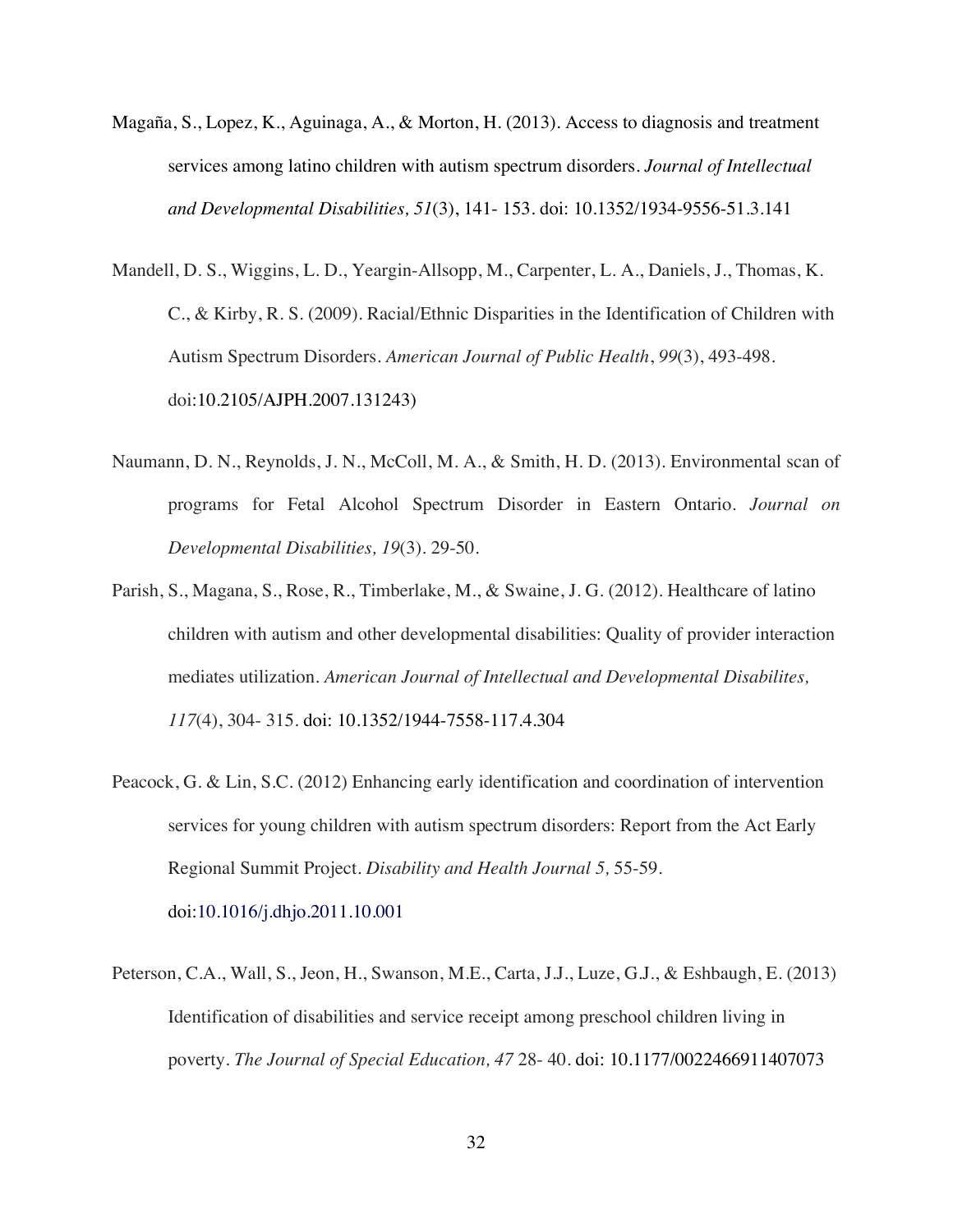Magaña, S., Lopez, K., Aguinaga, A., & Morton, H. (2013). Access to diagnosis and treatment services among latino children with autism spectrum disorders. *Journal of Intellectual and Developmental Disabilities, 51*(3), 141- 153. doi: 10.1352/1934-9556-51.3.141

Mandell, D. S., Wiggins, L. D., Yeargin-Allsopp, M., Carpenter, L. A., Daniels, J., Thomas, K. C., & Kirby, R. S. (2009). Racial/Ethnic Disparities in the Identification of Children with Autism Spectrum Disorders. *American Journal of Public Health*, *99*(3), 493-498. doi:10.2105/AJPH.2007.131243)

Naumann, D. N., Reynolds, J. N., McColl, M. A., & Smith, H. D. (2013). Environmental scan of programs for Fetal Alcohol Spectrum Disorder in Eastern Ontario. *Journal on Developmental Disabilities, 19*(3). 29-50.

Parish, S., Magana, S., Rose, R., Timberlake, M., & Swaine, J. G. (2012). Healthcare of latino children with autism and other developmental disabilities: Quality of provider interaction mediates utilization. *American Journal of Intellectual and Developmental Disabilites, 117*(4), 304- 315. doi: 10.1352/1944-7558-117.4.304

Peacock, G. & Lin, S.C. (2012) Enhancing early identification and coordination of intervention services for young children with autism spectrum disorders: Report from the Act Early Regional Summit Project. *Disability and Health Journal 5,* 55-59. doi:10.1016/j.dhjo.2011.10.001

Peterson, C.A., Wall, S., Jeon, H., Swanson, M.E., Carta, J.J., Luze, G.J., & Eshbaugh, E. (2013) Identification of disabilities and service receipt among preschool children living in poverty. *The Journal of Special Education, 47* 28- 40. doi: 10.1177/0022466911407073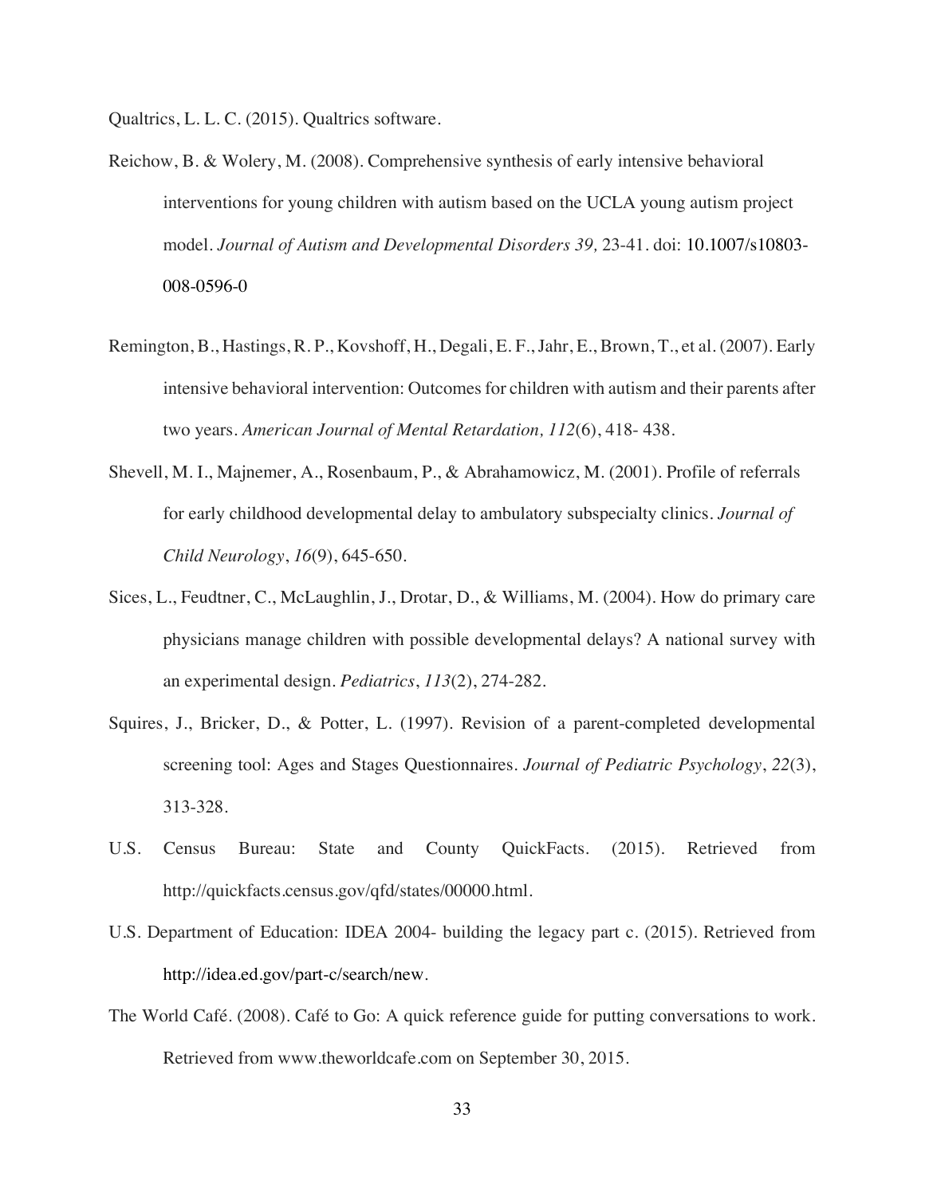Qualtrics, L. L. C. (2015). Qualtrics software.

Reichow, B. & Wolery, M. (2008). Comprehensive synthesis of early intensive behavioral interventions for young children with autism based on the UCLA young autism project model. *Journal of Autism and Developmental Disorders 39,* 23-41. doi: 10.1007/s10803-008-0596-0

Remington, B., Hastings, R. P., Kovshoff, H., Degali, E. F., Jahr, E., Brown, T., et al. (2007). Early intensive behavioral intervention: Outcomes for children with autism and their parents after two years. *American Journal of Mental Retardation, 112*(6), 418- 438.

Shevell, M. I., Majnemer, A., Rosenbaum, P., & Abrahamowicz, M. (2001). Profile of referrals for early childhood developmental delay to ambulatory subspecialty clinics. *Journal of Child Neurology*, *16*(9), 645-650.

Sices, L., Feudtner, C., McLaughlin, J., Drotar, D., & Williams, M. (2004). How do primary care physicians manage children with possible developmental delays? A national survey with an experimental design. *Pediatrics*, *113*(2), 274-282.

Squires, J., Bricker, D., & Potter, L. (1997). Revision of a parent-completed developmental screening tool: Ages and Stages Questionnaires. *Journal of Pediatric Psychology*, *22*(3), 313-328.

U.S. Census Bureau: State and County QuickFacts. (2015). Retrieved from http://quickfacts.census.gov/qfd/states/00000.html.

U.S. Department of Education: IDEA 2004- building the legacy part c. (2015). Retrieved from http://idea.ed.gov/part-c/search/new.

The World Café. (2008). Café to Go: A quick reference guide for putting conversations to work. Retrieved from www.theworldcafe.com on September 30, 2015.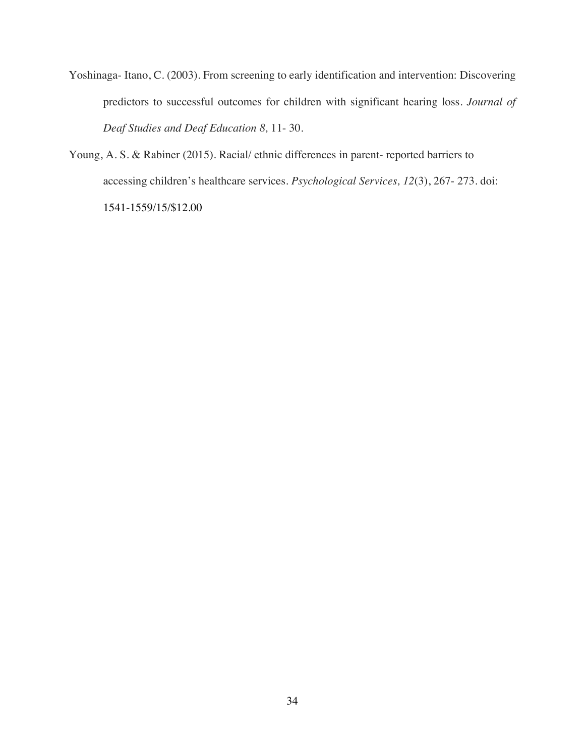Yoshinaga- Itano, C. (2003). From screening to early identification and intervention: Discovering predictors to successful outcomes for children with significant hearing loss. *Journal of Deaf Studies and Deaf Education 8,* 11- 30.

Young, A. S. & Rabiner (2015). Racial/ ethnic differences in parent- reported barriers to accessing children's healthcare services. *Psychological Services, 12*(3), 267- 273. doi: 1541-1559/15/$12.00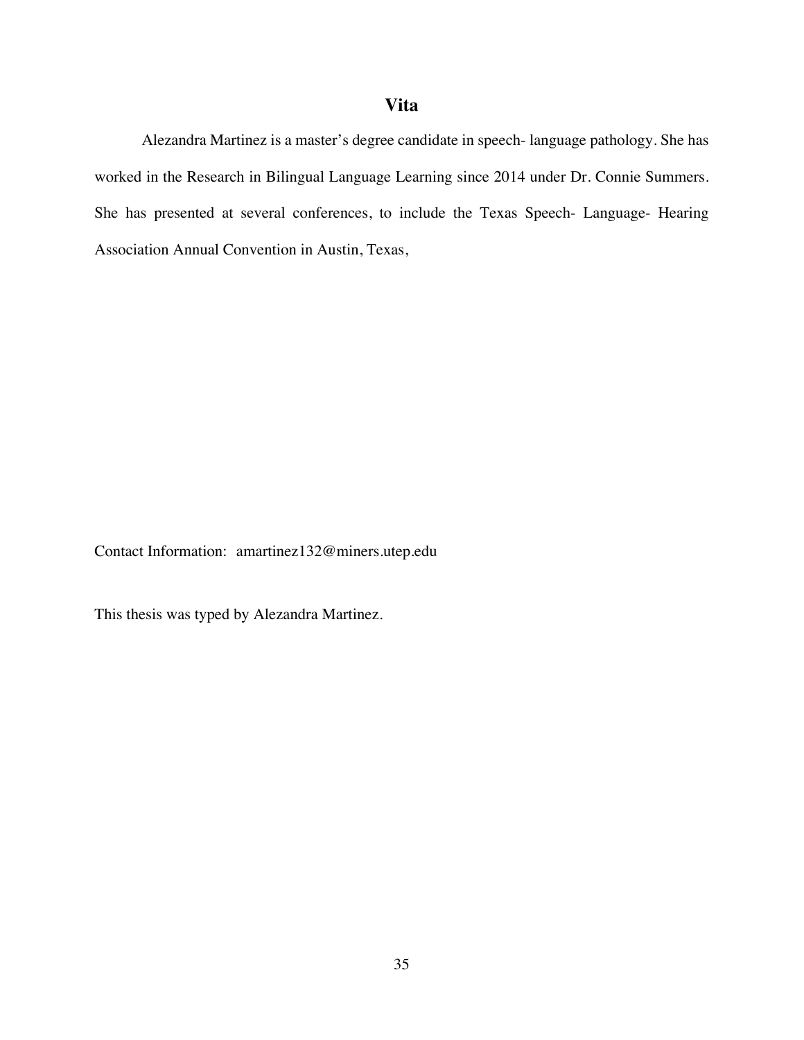# Vita

Alezandra Martinez is a master's degree candidate in speech- language pathology. She has worked in the Research in Bilingual Language Learning since 2014 under Dr. Connie Summers. She has presented at several conferences, to include the Texas Speech- Language- Hearing Association Annual Convention in Austin, Texas,

Contact Information: amartinez132@miners.utep.edu

This thesis was typed by Alezandra Martinez.